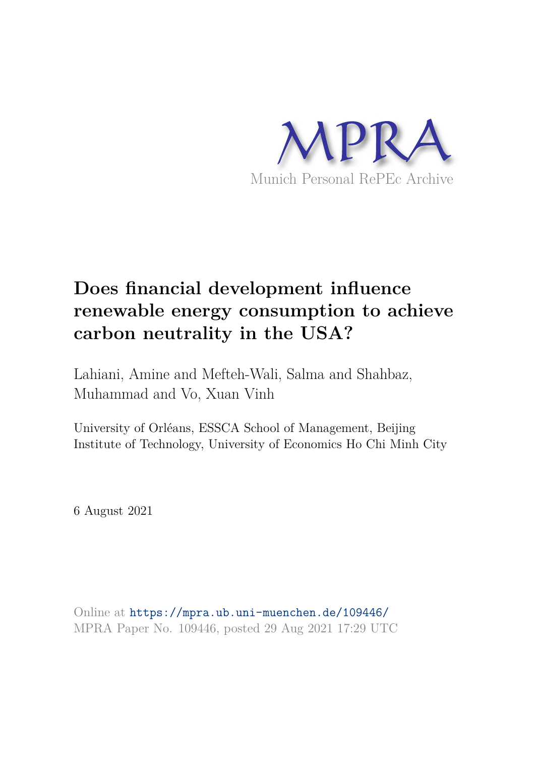MPRA

Munich Personal RePEc Archive

# Does financial development influence renewable energy consumption to achieve carbon neutrality in the USA?

Lahiani, Amine and Mefteh-Wali, Salma and Shahbaz, Muhammad and Vo, Xuan Vinh

University of Orléans, ESSCA School of Management, Beijing Institute of Technology, University of Economics Ho Chi Minh City

6 August 2021

Online at https://mpra.ub.uni-muenchen.de/109446/
MPRA Paper No. 109446, posted 29 Aug 2021 17:29 UTC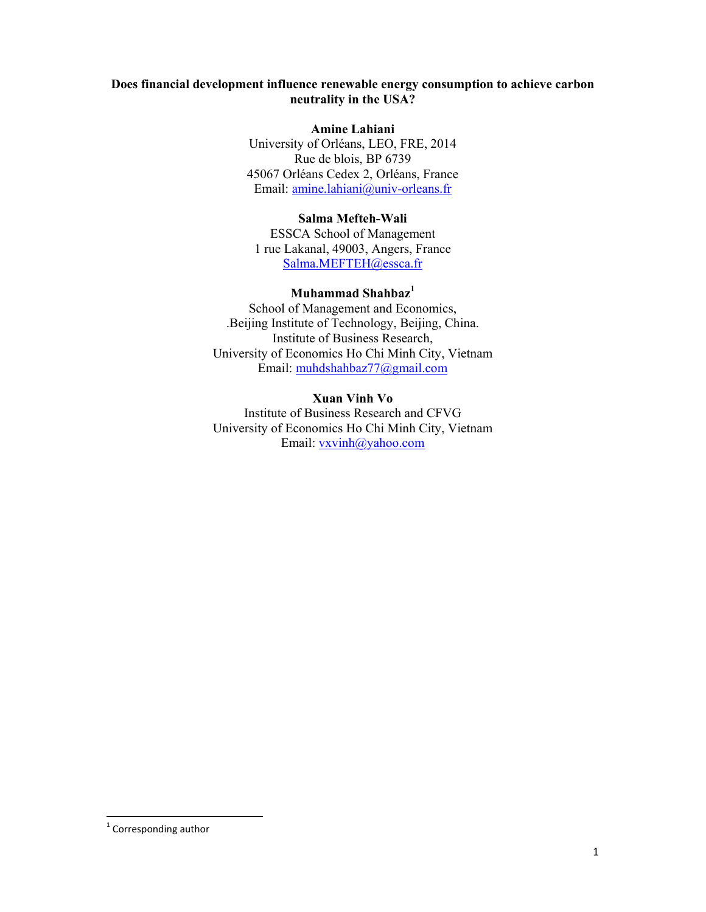**Does financial development influence renewable energy consumption to achieve carbon neutrality in the USA?**

**Amine Lahiani**
University of Orléans, LEO, FRE, 2014
Rue de blois, BP 6739
45067 Orléans Cedex 2, Orléans, France
Email: amine.lahiani@univ-orleans.fr

**Salma Mefteh-Wali**
ESSCA School of Management
1 rue Lakanal, 49003, Angers, France
Salma.MEFTEH@essca.fr

**Muhammad Shahbaz**[1]
School of Management and Economics,
.Beijing Institute of Technology, Beijing, China.
Institute of Business Research,
University of Economics Ho Chi Minh City, Vietnam
Email: muhdshahbaz77@gmail.com

**Xuan Vinh Vo**
Institute of Business Research and CFVG
University of Economics Ho Chi Minh City, Vietnam
Email: vxvinh@yahoo.com

[1] Corresponding author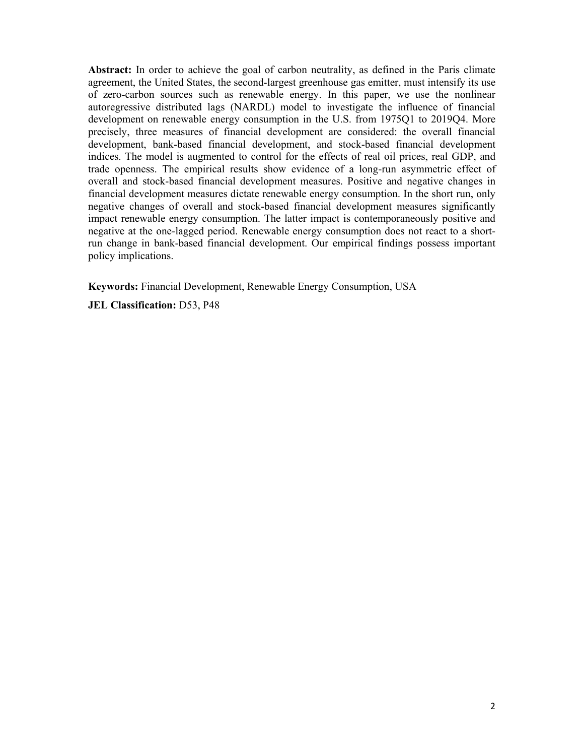**Abstract:** In order to achieve the goal of carbon neutrality, as defined in the Paris climate agreement, the United States, the second-largest greenhouse gas emitter, must intensify its use of zero-carbon sources such as renewable energy. In this paper, we use the nonlinear autoregressive distributed lags (NARDL) model to investigate the influence of financial development on renewable energy consumption in the U.S. from 1975Q1 to 2019Q4. More precisely, three measures of financial development are considered: the overall financial development, bank-based financial development, and stock-based financial development indices. The model is augmented to control for the effects of real oil prices, real GDP, and trade openness. The empirical results show evidence of a long-run asymmetric effect of overall and stock-based financial development measures. Positive and negative changes in financial development measures dictate renewable energy consumption. In the short run, only negative changes of overall and stock-based financial development measures significantly impact renewable energy consumption. The latter impact is contemporaneously positive and negative at the one-lagged period. Renewable energy consumption does not react to a short-run change in bank-based financial development. Our empirical findings possess important policy implications.

**Keywords:** Financial Development, Renewable Energy Consumption, USA

**JEL Classification:** D53, P48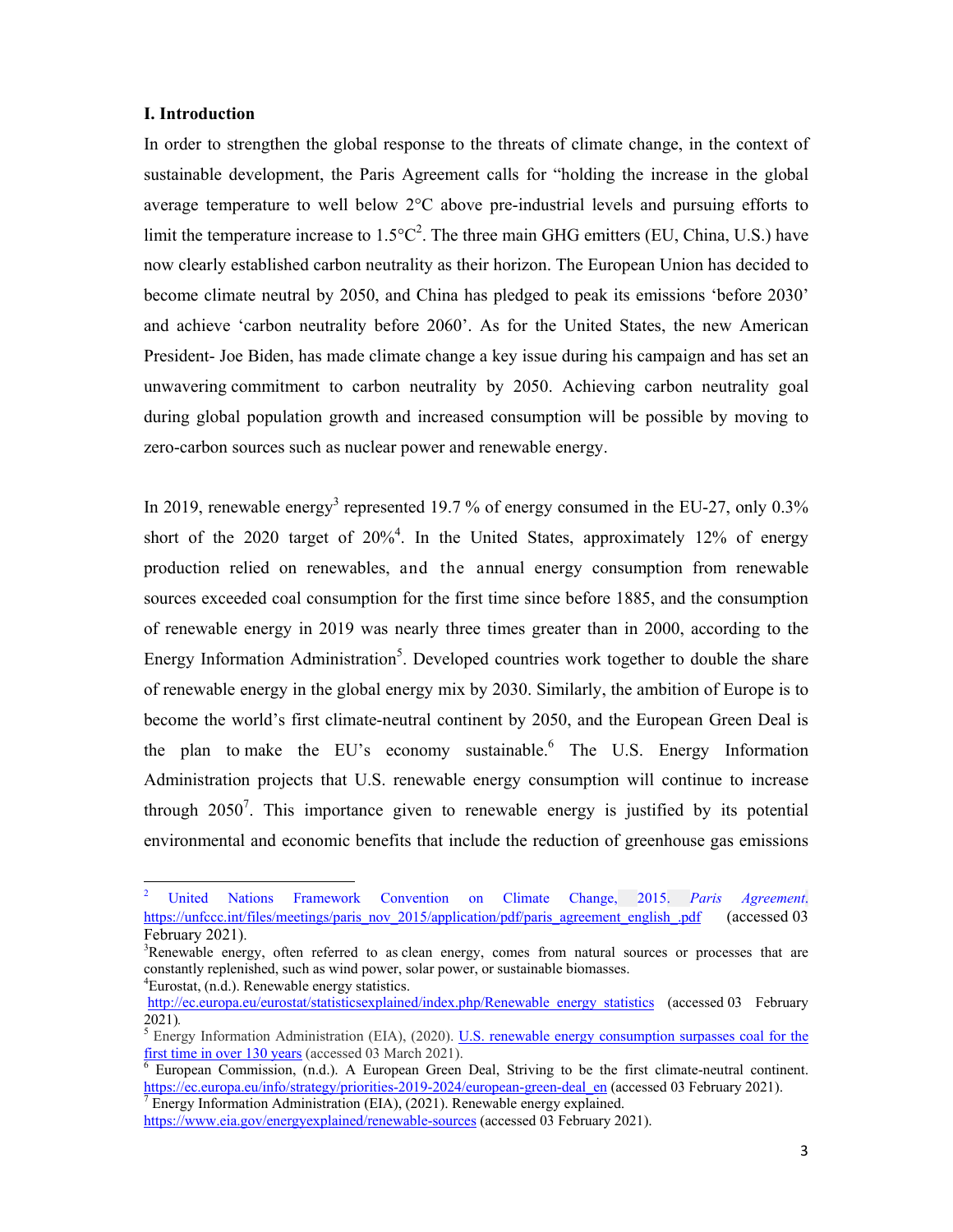## I. Introduction

In order to strengthen the global response to the threats of climate change, in the context of sustainable development, the Paris Agreement calls for "holding the increase in the global average temperature to well below 2°C above pre-industrial levels and pursuing efforts to limit the temperature increase to 1.5°C[2]. The three main GHG emitters (EU, China, U.S.) have now clearly established carbon neutrality as their horizon. The European Union has decided to become climate neutral by 2050, and China has pledged to peak its emissions 'before 2030' and achieve 'carbon neutrality before 2060'. As for the United States, the new American President- Joe Biden, has made climate change a key issue during his campaign and has set an unwavering commitment to carbon neutrality by 2050. Achieving carbon neutrality goal during global population growth and increased consumption will be possible by moving to zero-carbon sources such as nuclear power and renewable energy.

In 2019, renewable energy[3] represented 19.7 % of energy consumed in the EU-27, only 0.3% short of the 2020 target of 20%[4]. In the United States, approximately 12% of energy production relied on renewables, and the annual energy consumption from renewable sources exceeded coal consumption for the first time since before 1885, and the consumption of renewable energy in 2019 was nearly three times greater than in 2000, according to the Energy Information Administration[5]. Developed countries work together to double the share of renewable energy in the global energy mix by 2030. Similarly, the ambition of Europe is to become the world's first climate-neutral continent by 2050, and the European Green Deal is the plan to make the EU's economy sustainable.[6] The U.S. Energy Information Administration projects that U.S. renewable energy consumption will continue to increase through 2050[7]. This importance given to renewable energy is justified by its potential environmental and economic benefits that include the reduction of greenhouse gas emissions

---

[2] United Nations Framework Convention on Climate Change, 2015. *Paris Agreement*. https://unfccc.int/files/meetings/paris_nov_2015/application/pdf/paris_agreement_english_.pdf (accessed 03 February 2021).

[3] Renewable energy, often referred to as clean energy, comes from natural sources or processes that are constantly replenished, such as wind power, solar power, or sustainable biomasses.

[4] Eurostat, (n.d.). Renewable energy statistics. http://ec.europa.eu/eurostat/statisticsexplained/index.php/Renewable_energy_statistics (accessed 03 February 2021).

[5] Energy Information Administration (EIA), (2020). U.S. renewable energy consumption surpasses coal for the first time in over 130 years (accessed 03 March 2021).

[6] European Commission, (n.d.). A European Green Deal, Striving to be the first climate-neutral continent. https://ec.europa.eu/info/strategy/priorities-2019-2024/european-green-deal_en (accessed 03 February 2021).

[7] Energy Information Administration (EIA), (2021). Renewable energy explained. https://www.eia.gov/energyexplained/renewable-sources (accessed 03 February 2021).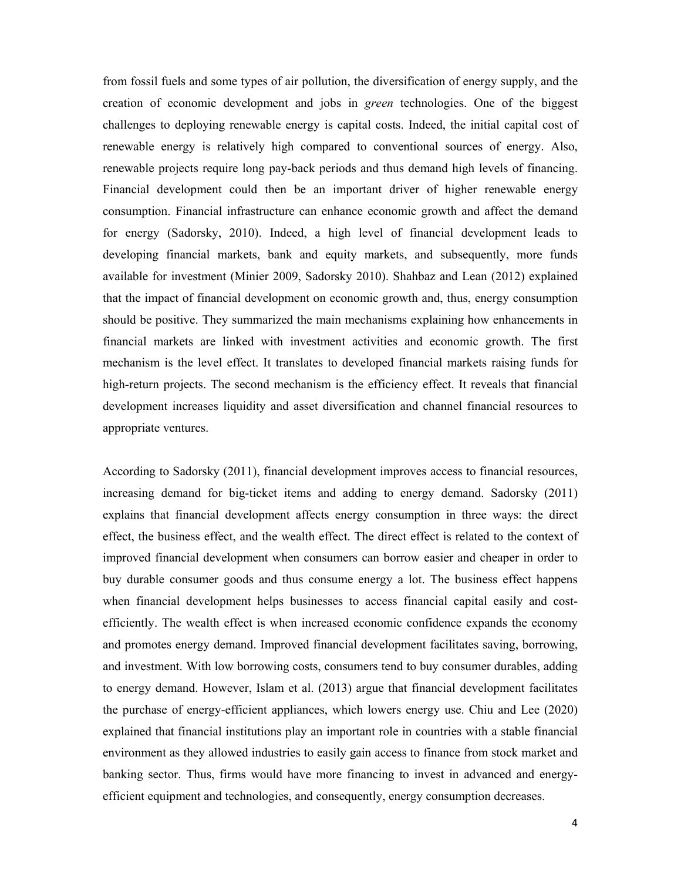from fossil fuels and some types of air pollution, the diversification of energy supply, and the creation of economic development and jobs in *green* technologies. One of the biggest challenges to deploying renewable energy is capital costs. Indeed, the initial capital cost of renewable energy is relatively high compared to conventional sources of energy. Also, renewable projects require long pay-back periods and thus demand high levels of financing. Financial development could then be an important driver of higher renewable energy consumption. Financial infrastructure can enhance economic growth and affect the demand for energy (Sadorsky, 2010). Indeed, a high level of financial development leads to developing financial markets, bank and equity markets, and subsequently, more funds available for investment (Minier 2009, Sadorsky 2010). Shahbaz and Lean (2012) explained that the impact of financial development on economic growth and, thus, energy consumption should be positive. They summarized the main mechanisms explaining how enhancements in financial markets are linked with investment activities and economic growth. The first mechanism is the level effect. It translates to developed financial markets raising funds for high-return projects. The second mechanism is the efficiency effect. It reveals that financial development increases liquidity and asset diversification and channel financial resources to appropriate ventures.

According to Sadorsky (2011), financial development improves access to financial resources, increasing demand for big-ticket items and adding to energy demand. Sadorsky (2011) explains that financial development affects energy consumption in three ways: the direct effect, the business effect, and the wealth effect. The direct effect is related to the context of improved financial development when consumers can borrow easier and cheaper in order to buy durable consumer goods and thus consume energy a lot. The business effect happens when financial development helps businesses to access financial capital easily and cost-efficiently. The wealth effect is when increased economic confidence expands the economy and promotes energy demand. Improved financial development facilitates saving, borrowing, and investment. With low borrowing costs, consumers tend to buy consumer durables, adding to energy demand. However, Islam et al. (2013) argue that financial development facilitates the purchase of energy-efficient appliances, which lowers energy use. Chiu and Lee (2020) explained that financial institutions play an important role in countries with a stable financial environment as they allowed industries to easily gain access to finance from stock market and banking sector. Thus, firms would have more financing to invest in advanced and energy-efficient equipment and technologies, and consequently, energy consumption decreases.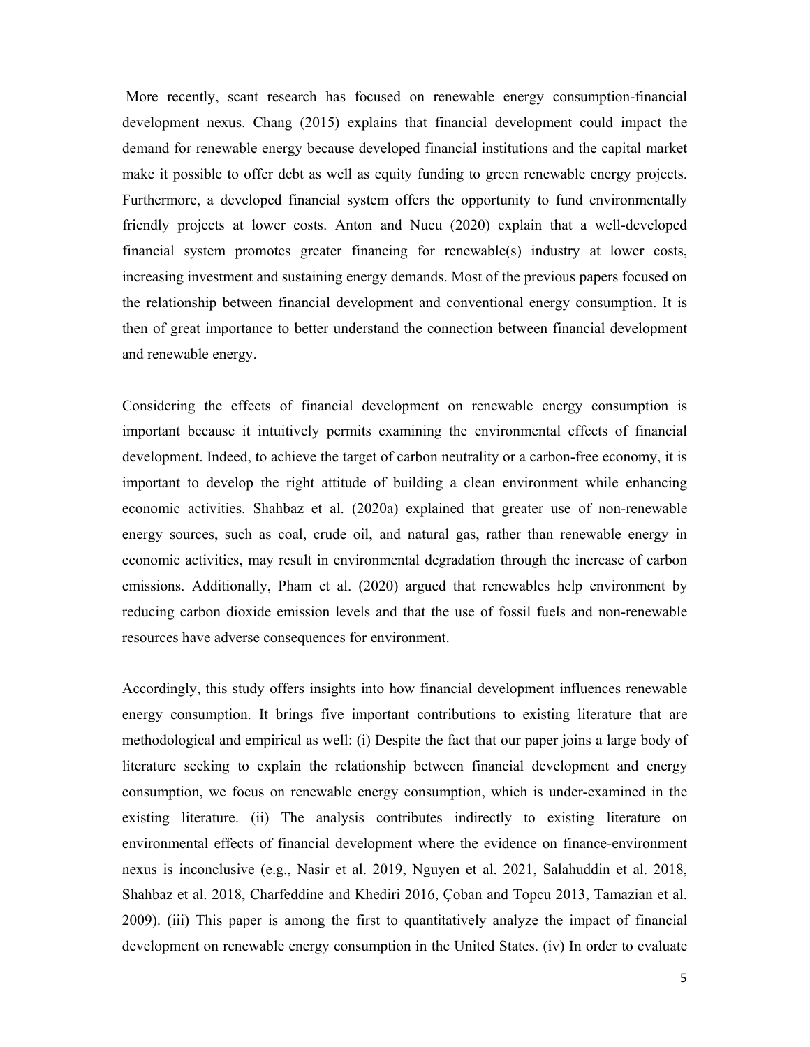More recently, scant research has focused on renewable energy consumption-financial development nexus. Chang (2015) explains that financial development could impact the demand for renewable energy because developed financial institutions and the capital market make it possible to offer debt as well as equity funding to green renewable energy projects. Furthermore, a developed financial system offers the opportunity to fund environmentally friendly projects at lower costs. Anton and Nucu (2020) explain that a well-developed financial system promotes greater financing for renewable(s) industry at lower costs, increasing investment and sustaining energy demands. Most of the previous papers focused on the relationship between financial development and conventional energy consumption. It is then of great importance to better understand the connection between financial development and renewable energy.

Considering the effects of financial development on renewable energy consumption is important because it intuitively permits examining the environmental effects of financial development. Indeed, to achieve the target of carbon neutrality or a carbon-free economy, it is important to develop the right attitude of building a clean environment while enhancing economic activities. Shahbaz et al. (2020a) explained that greater use of non-renewable energy sources, such as coal, crude oil, and natural gas, rather than renewable energy in economic activities, may result in environmental degradation through the increase of carbon emissions. Additionally, Pham et al. (2020) argued that renewables help environment by reducing carbon dioxide emission levels and that the use of fossil fuels and non-renewable resources have adverse consequences for environment.

Accordingly, this study offers insights into how financial development influences renewable energy consumption. It brings five important contributions to existing literature that are methodological and empirical as well: (i) Despite the fact that our paper joins a large body of literature seeking to explain the relationship between financial development and energy consumption, we focus on renewable energy consumption, which is under-examined in the existing literature. (ii) The analysis contributes indirectly to existing literature on environmental effects of financial development where the evidence on finance-environment nexus is inconclusive (e.g., Nasir et al. 2019, Nguyen et al. 2021, Salahuddin et al. 2018, Shahbaz et al. 2018, Charfeddine and Khediri 2016, Çoban and Topcu 2013, Tamazian et al. 2009). (iii) This paper is among the first to quantitatively analyze the impact of financial development on renewable energy consumption in the United States. (iv) In order to evaluate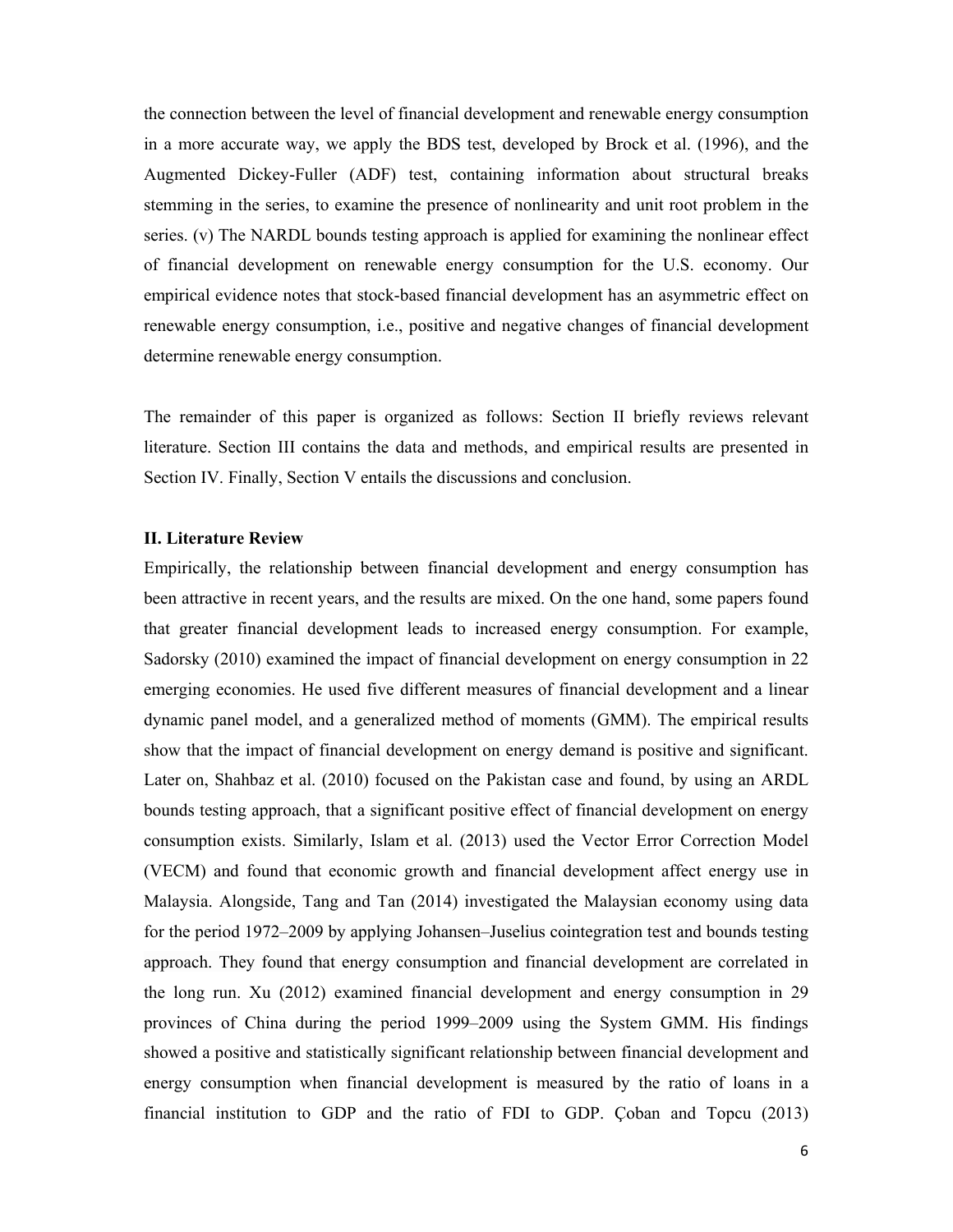the connection between the level of financial development and renewable energy consumption in a more accurate way, we apply the BDS test, developed by Brock et al. (1996), and the Augmented Dickey-Fuller (ADF) test, containing information about structural breaks stemming in the series, to examine the presence of nonlinearity and unit root problem in the series. (v) The NARDL bounds testing approach is applied for examining the nonlinear effect of financial development on renewable energy consumption for the U.S. economy. Our empirical evidence notes that stock-based financial development has an asymmetric effect on renewable energy consumption, i.e., positive and negative changes of financial development determine renewable energy consumption.

The remainder of this paper is organized as follows: Section II briefly reviews relevant literature. Section III contains the data and methods, and empirical results are presented in Section IV. Finally, Section V entails the discussions and conclusion.

## II. Literature Review

Empirically, the relationship between financial development and energy consumption has been attractive in recent years, and the results are mixed. On the one hand, some papers found that greater financial development leads to increased energy consumption. For example, Sadorsky (2010) examined the impact of financial development on energy consumption in 22 emerging economies. He used five different measures of financial development and a linear dynamic panel model, and a generalized method of moments (GMM). The empirical results show that the impact of financial development on energy demand is positive and significant. Later on, Shahbaz et al. (2010) focused on the Pakistan case and found, by using an ARDL bounds testing approach, that a significant positive effect of financial development on energy consumption exists. Similarly, Islam et al. (2013) used the Vector Error Correction Model (VECM) and found that economic growth and financial development affect energy use in Malaysia. Alongside, Tang and Tan (2014) investigated the Malaysian economy using data for the period 1972–2009 by applying Johansen–Juselius cointegration test and bounds testing approach. They found that energy consumption and financial development are correlated in the long run. Xu (2012) examined financial development and energy consumption in 29 provinces of China during the period 1999–2009 using the System GMM. His findings showed a positive and statistically significant relationship between financial development and energy consumption when financial development is measured by the ratio of loans in a financial institution to GDP and the ratio of FDI to GDP. Çoban and Topcu (2013)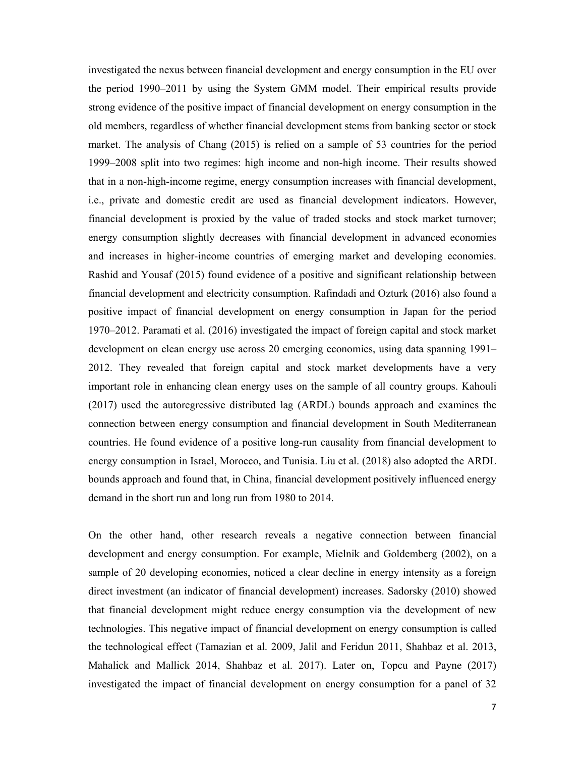investigated the nexus between financial development and energy consumption in the EU over the period 1990–2011 by using the System GMM model. Their empirical results provide strong evidence of the positive impact of financial development on energy consumption in the old members, regardless of whether financial development stems from banking sector or stock market. The analysis of Chang (2015) is relied on a sample of 53 countries for the period 1999–2008 split into two regimes: high income and non-high income. Their results showed that in a non-high-income regime, energy consumption increases with financial development, i.e., private and domestic credit are used as financial development indicators. However, financial development is proxied by the value of traded stocks and stock market turnover; energy consumption slightly decreases with financial development in advanced economies and increases in higher-income countries of emerging market and developing economies. Rashid and Yousaf (2015) found evidence of a positive and significant relationship between financial development and electricity consumption. Rafindadi and Ozturk (2016) also found a positive impact of financial development on energy consumption in Japan for the period 1970–2012. Paramati et al. (2016) investigated the impact of foreign capital and stock market development on clean energy use across 20 emerging economies, using data spanning 1991–2012. They revealed that foreign capital and stock market developments have a very important role in enhancing clean energy uses on the sample of all country groups. Kahouli (2017) used the autoregressive distributed lag (ARDL) bounds approach and examines the connection between energy consumption and financial development in South Mediterranean countries. He found evidence of a positive long-run causality from financial development to energy consumption in Israel, Morocco, and Tunisia. Liu et al. (2018) also adopted the ARDL bounds approach and found that, in China, financial development positively influenced energy demand in the short run and long run from 1980 to 2014.

On the other hand, other research reveals a negative connection between financial development and energy consumption. For example, Mielnik and Goldemberg (2002), on a sample of 20 developing economies, noticed a clear decline in energy intensity as a foreign direct investment (an indicator of financial development) increases. Sadorsky (2010) showed that financial development might reduce energy consumption via the development of new technologies. This negative impact of financial development on energy consumption is called the technological effect (Tamazian et al. 2009, Jalil and Feridun 2011, Shahbaz et al. 2013, Mahalick and Mallick 2014, Shahbaz et al. 2017). Later on, Topcu and Payne (2017) investigated the impact of financial development on energy consumption for a panel of 32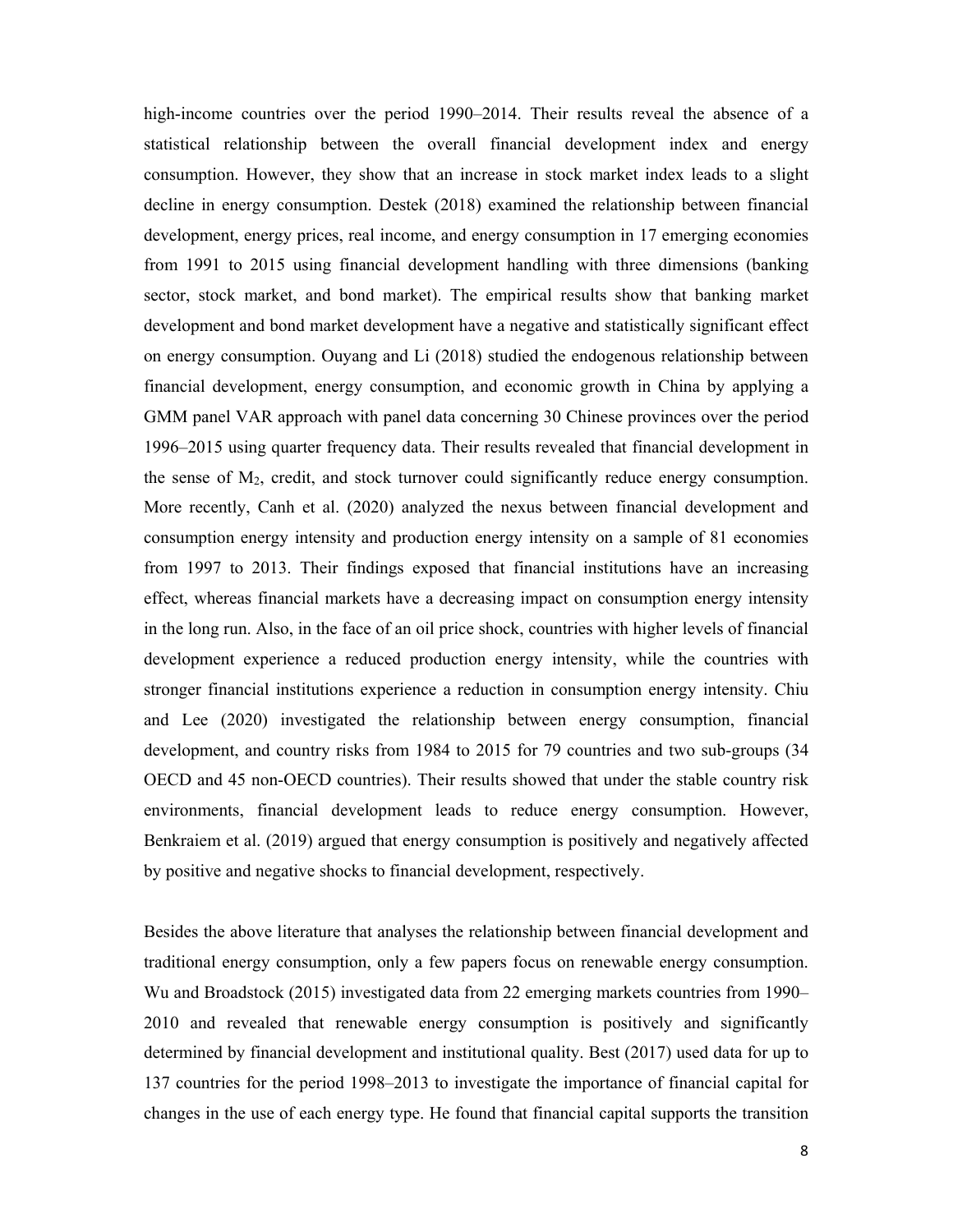high-income countries over the period 1990–2014. Their results reveal the absence of a statistical relationship between the overall financial development index and energy consumption. However, they show that an increase in stock market index leads to a slight decline in energy consumption. Destek (2018) examined the relationship between financial development, energy prices, real income, and energy consumption in 17 emerging economies from 1991 to 2015 using financial development handling with three dimensions (banking sector, stock market, and bond market). The empirical results show that banking market development and bond market development have a negative and statistically significant effect on energy consumption. Ouyang and Li (2018) studied the endogenous relationship between financial development, energy consumption, and economic growth in China by applying a GMM panel VAR approach with panel data concerning 30 Chinese provinces over the period 1996–2015 using quarter frequency data. Their results revealed that financial development in the sense of $M_2$, credit, and stock turnover could significantly reduce energy consumption. More recently, Canh et al. (2020) analyzed the nexus between financial development and consumption energy intensity and production energy intensity on a sample of 81 economies from 1997 to 2013. Their findings exposed that financial institutions have an increasing effect, whereas financial markets have a decreasing impact on consumption energy intensity in the long run. Also, in the face of an oil price shock, countries with higher levels of financial development experience a reduced production energy intensity, while the countries with stronger financial institutions experience a reduction in consumption energy intensity. Chiu and Lee (2020) investigated the relationship between energy consumption, financial development, and country risks from 1984 to 2015 for 79 countries and two sub-groups (34 OECD and 45 non-OECD countries). Their results showed that under the stable country risk environments, financial development leads to reduce energy consumption. However, Benkraiem et al. (2019) argued that energy consumption is positively and negatively affected by positive and negative shocks to financial development, respectively.

Besides the above literature that analyses the relationship between financial development and traditional energy consumption, only a few papers focus on renewable energy consumption. Wu and Broadstock (2015) investigated data from 22 emerging markets countries from 1990–2010 and revealed that renewable energy consumption is positively and significantly determined by financial development and institutional quality. Best (2017) used data for up to 137 countries for the period 1998–2013 to investigate the importance of financial capital for changes in the use of each energy type. He found that financial capital supports the transition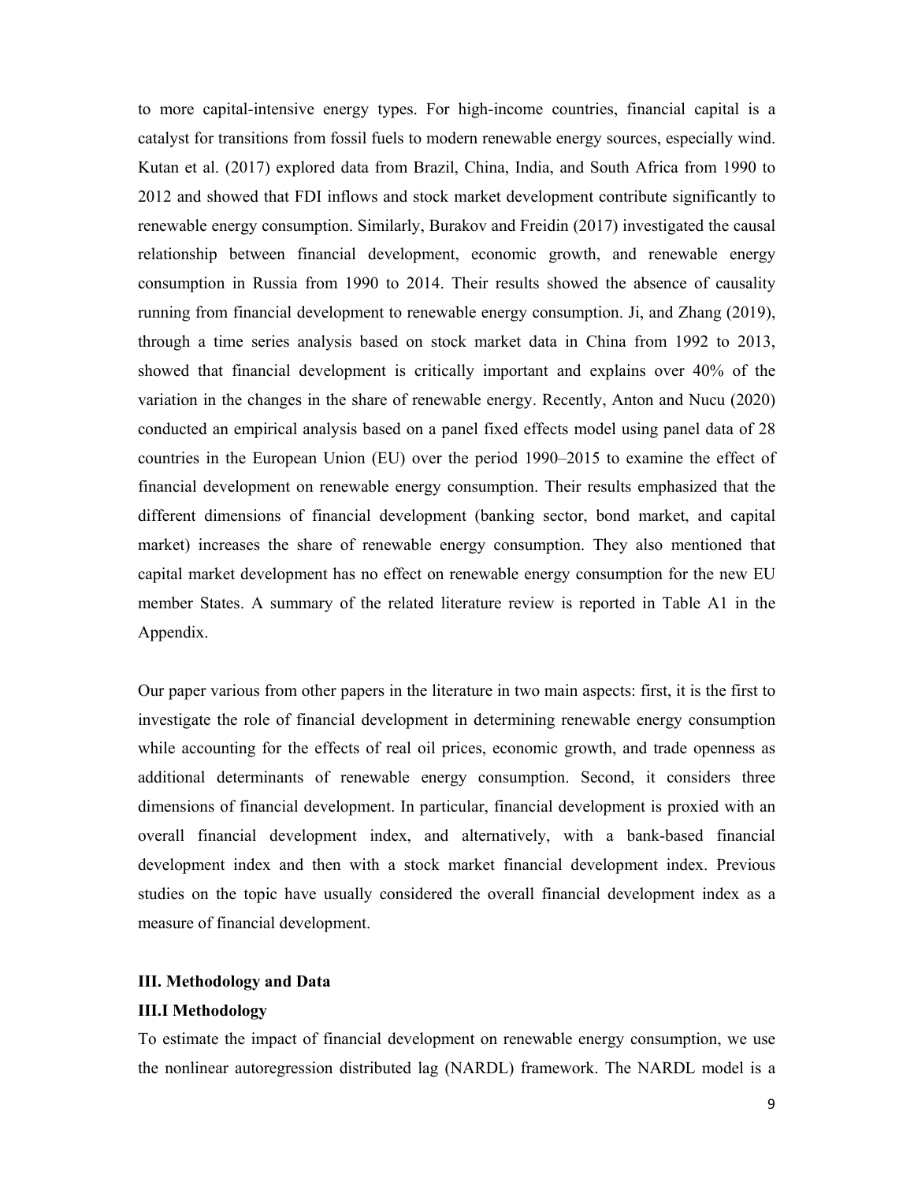to more capital-intensive energy types. For high-income countries, financial capital is a catalyst for transitions from fossil fuels to modern renewable energy sources, especially wind. Kutan et al. (2017) explored data from Brazil, China, India, and South Africa from 1990 to 2012 and showed that FDI inflows and stock market development contribute significantly to renewable energy consumption. Similarly, Burakov and Freidin (2017) investigated the causal relationship between financial development, economic growth, and renewable energy consumption in Russia from 1990 to 2014. Their results showed the absence of causality running from financial development to renewable energy consumption. Ji, and Zhang (2019), through a time series analysis based on stock market data in China from 1992 to 2013, showed that financial development is critically important and explains over 40% of the variation in the changes in the share of renewable energy. Recently, Anton and Nucu (2020) conducted an empirical analysis based on a panel fixed effects model using panel data of 28 countries in the European Union (EU) over the period 1990–2015 to examine the effect of financial development on renewable energy consumption. Their results emphasized that the different dimensions of financial development (banking sector, bond market, and capital market) increases the share of renewable energy consumption. They also mentioned that capital market development has no effect on renewable energy consumption for the new EU member States. A summary of the related literature review is reported in Table A1 in the Appendix.

Our paper various from other papers in the literature in two main aspects: first, it is the first to investigate the role of financial development in determining renewable energy consumption while accounting for the effects of real oil prices, economic growth, and trade openness as additional determinants of renewable energy consumption. Second, it considers three dimensions of financial development. In particular, financial development is proxied with an overall financial development index, and alternatively, with a bank-based financial development index and then with a stock market financial development index. Previous studies on the topic have usually considered the overall financial development index as a measure of financial development.

## III. Methodology and Data

### III.I Methodology

To estimate the impact of financial development on renewable energy consumption, we use the nonlinear autoregression distributed lag (NARDL) framework. The NARDL model is a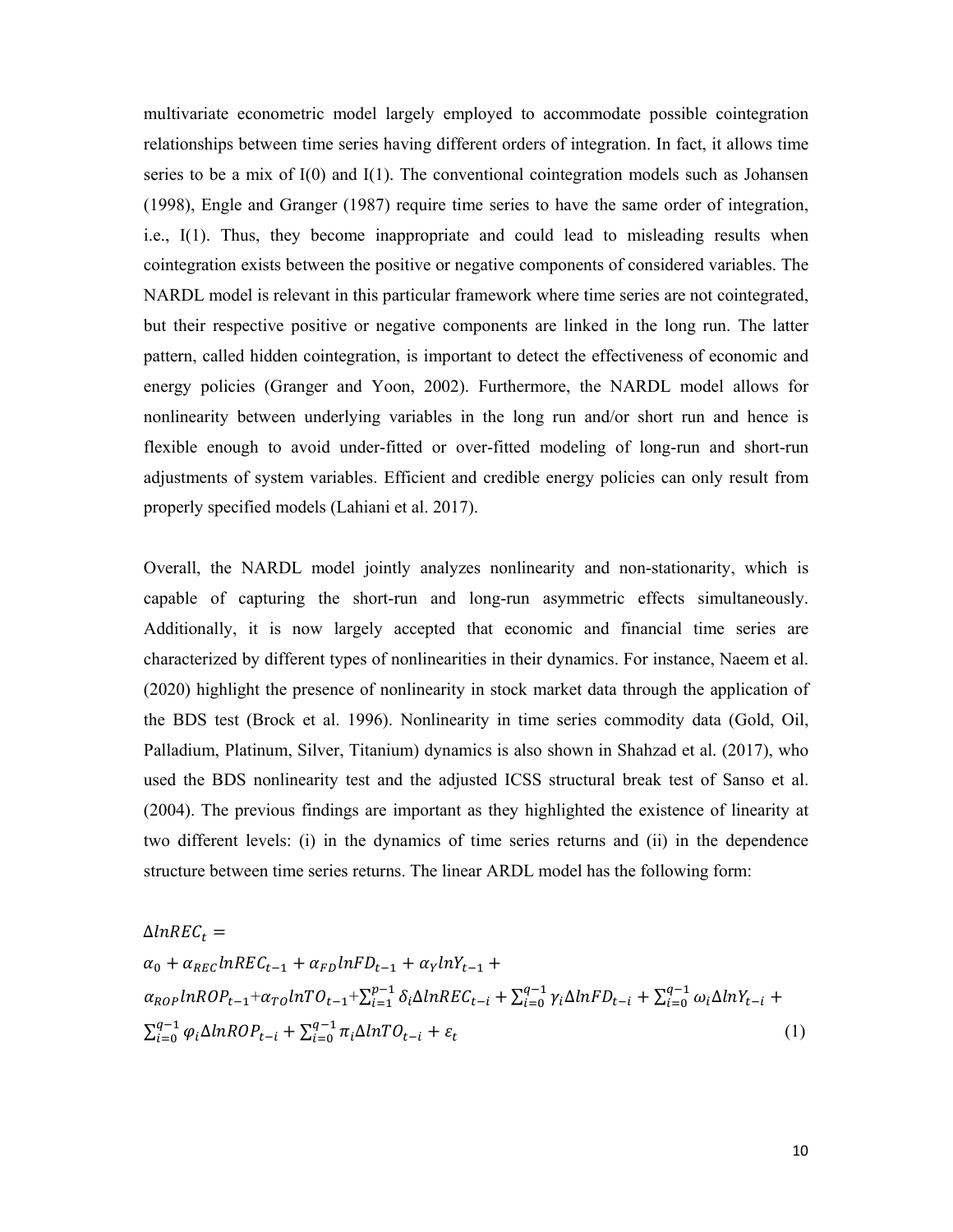multivariate econometric model largely employed to accommodate possible cointegration relationships between time series having different orders of integration. In fact, it allows time series to be a mix of I(0) and I(1). The conventional cointegration models such as Johansen (1998), Engle and Granger (1987) require time series to have the same order of integration, i.e., I(1). Thus, they become inappropriate and could lead to misleading results when cointegration exists between the positive or negative components of considered variables. The NARDL model is relevant in this particular framework where time series are not cointegrated, but their respective positive or negative components are linked in the long run. The latter pattern, called hidden cointegration, is important to detect the effectiveness of economic and energy policies (Granger and Yoon, 2002). Furthermore, the NARDL model allows for nonlinearity between underlying variables in the long run and/or short run and hence is flexible enough to avoid under-fitted or over-fitted modeling of long-run and short-run adjustments of system variables. Efficient and credible energy policies can only result from properly specified models (Lahiani et al. 2017).

Overall, the NARDL model jointly analyzes nonlinearity and non-stationarity, which is capable of capturing the short-run and long-run asymmetric effects simultaneously. Additionally, it is now largely accepted that economic and financial time series are characterized by different types of nonlinearities in their dynamics. For instance, Naeem et al. (2020) highlight the presence of nonlinearity in stock market data through the application of the BDS test (Brock et al. 1996). Nonlinearity in time series commodity data (Gold, Oil, Palladium, Platinum, Silver, Titanium) dynamics is also shown in Shahzad et al. (2017), who used the BDS nonlinearity test and the adjusted ICSS structural break test of Sanso et al. (2004). The previous findings are important as they highlighted the existence of linearity at two different levels: (i) in the dynamics of time series returns and (ii) in the dependence structure between time series returns. The linear ARDL model has the following form:

$$
\begin{aligned}
\Delta lnREC_t = \\
&\alpha_0 + \alpha_{REC} lnREC_{t-1} + \alpha_{FD} lnFD_{t-1} + \alpha_Y lnY_{t-1} + \\
&\alpha_{ROP} lnROP_{t-1} + \alpha_{TO} lnTO_{t-1} + \sum_{i=1}^{p-1} \delta_i \Delta lnREC_{t-i} + \sum_{i=0}^{q-1} \gamma_i \Delta lnFD_{t-i} + \sum_{i=0}^{q-1} \omega_i \Delta lnY_{t-i} + \\
&\sum_{i=0}^{q-1} \varphi_i \Delta lnROP_{t-i} + \sum_{i=0}^{q-1} \pi_i \Delta lnTO_{t-i} + \varepsilon_t \qquad (1)
\end{aligned}
$$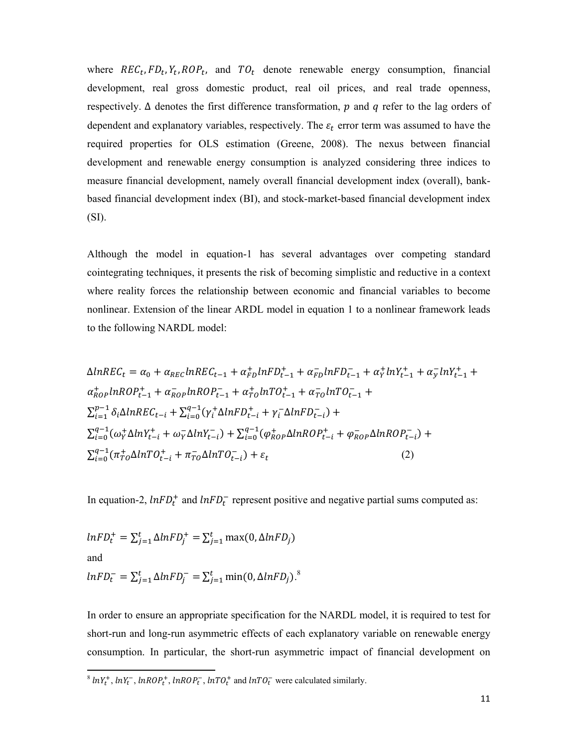where $REC_t, FD_t, Y_t, ROP_t,$ and $TO_t$ denote renewable energy consumption, financial development, real gross domestic product, real oil prices, and real trade openness, respectively. $\Delta$ denotes the first difference transformation, $p$ and $q$ refer to the lag orders of dependent and explanatory variables, respectively. The $\varepsilon_t$ error term was assumed to have the required properties for OLS estimation (Greene, 2008). The nexus between financial development and renewable energy consumption is analyzed considering three indices to measure financial development, namely overall financial development index (overall), bank-based financial development index (BI), and stock-market-based financial development index (SI).

Although the model in equation-1 has several advantages over competing standard cointegrating techniques, it presents the risk of becoming simplistic and reductive in a context where reality forces the relationship between economic and financial variables to become nonlinear. Extension of the linear ARDL model in equation 1 to a nonlinear framework leads to the following NARDL model:

$$\Delta lnREC_t = \alpha_0 + \alpha_{REC} lnREC_{t-1} + \alpha_{FD}^{+} lnFD_{t-1}^{+} + \alpha_{FD}^{-} lnFD_{t-1}^{-} + \alpha_{Y}^{+} lnY_{t-1}^{+} + \alpha_{y}^{-} lnY_{t-1}^{+} + \alpha_{ROP}^{+} lnROP_{t-1}^{+} + \alpha_{ROP}^{-} lnROP_{t-1}^{-} + \alpha_{TO}^{+} lnTO_{t-1}^{+} + \alpha_{TO}^{-} lnTO_{t-1}^{-} + \sum_{i=1}^{p-1} \delta_i \Delta lnREC_{t-i} + \sum_{i=0}^{q-1} (\gamma_i^{+} \Delta lnFD_{t-i}^{+} + \gamma_i^{-} \Delta lnFD_{t-i}^{-}) + \sum_{i=0}^{q-1} (\omega_Y^{+} \Delta lnY_{t-i}^{+} + \omega_Y^{-} \Delta lnY_{t-i}^{-}) + \sum_{i=0}^{q-1} (\varphi_{ROP}^{+} \Delta lnROP_{t-i}^{+} + \varphi_{ROP}^{-} \Delta lnROP_{t-i}^{-}) + \sum_{i=0}^{q-1} (\pi_{TO}^{+} \Delta lnTO_{t-i}^{+} + \pi_{TO}^{-} \Delta lnTO_{t-i}^{-}) + \varepsilon_t \quad (2)$$

In equation-2, $lnFD_t^{+}$ and $lnFD_t^{-}$ represent positive and negative partial sums computed as:

$$lnFD_t^{+} = \sum_{j=1}^{t} \Delta lnFD_j^{+} = \sum_{j=1}^{t} \max(0, \Delta lnFD_j)$$

and

$$lnFD_t^{-} = \sum_{j=1}^{t} \Delta lnFD_j^{-} = \sum_{j=1}^{t} \min(0, \Delta lnFD_j).$$ [8]

In order to ensure an appropriate specification for the NARDL model, it is required to test for short-run and long-run asymmetric effects of each explanatory variable on renewable energy consumption. In particular, the short-run asymmetric impact of financial development on

[8] $lnY_t^{+}$, $lnY_t^{-}$, $lnROP_t^{+}$, $lnROP_t^{-}$, $lnTO_t^{+}$ and $lnTO_t^{-}$ were calculated similarly.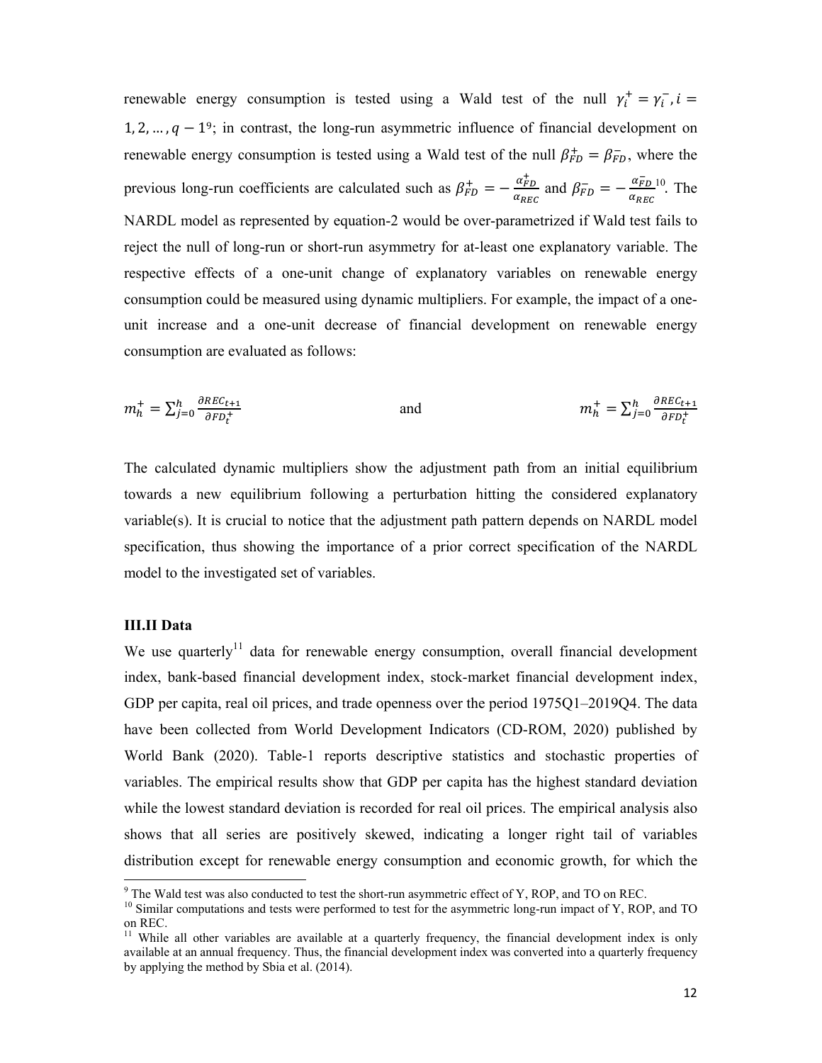renewable energy consumption is tested using a Wald test of the null $\gamma_i^+ = \gamma_i^-, i = 1, 2, \ldots, q-1$[9]; in contrast, the long-run asymmetric influence of financial development on renewable energy consumption is tested using a Wald test of the null $\beta_{FD}^+ = \beta_{FD}^-$, where the previous long-run coefficients are calculated such as $\beta_{FD}^+ = -\frac{\alpha_{FD}^+}{\alpha_{REC}}$ and $\beta_{FD}^- = -\frac{\alpha_{FD}^-}{\alpha_{REC}}$[10]. The NARDL model as represented by equation-2 would be over-parametrized if Wald test fails to reject the null of long-run or short-run asymmetry for at-least one explanatory variable. The respective effects of a one-unit change of explanatory variables on renewable energy consumption could be measured using dynamic multipliers. For example, the impact of a one-unit increase and a one-unit decrease of financial development on renewable energy consumption are evaluated as follows:

$$m_h^+ = \sum_{j=0}^{h} \frac{\partial REC_{t+1}}{\partial FD_t^+} \quad \text{and} \quad m_h^+ = \sum_{j=0}^{h} \frac{\partial REC_{t+1}}{\partial FD_t^+}$$

The calculated dynamic multipliers show the adjustment path from an initial equilibrium towards a new equilibrium following a perturbation hitting the considered explanatory variable(s). It is crucial to notice that the adjustment path pattern depends on NARDL model specification, thus showing the importance of a prior correct specification of the NARDL model to the investigated set of variables.

### III.II Data

We use quarterly[11] data for renewable energy consumption, overall financial development index, bank-based financial development index, stock-market financial development index, GDP per capita, real oil prices, and trade openness over the period 1975Q1–2019Q4. The data have been collected from World Development Indicators (CD-ROM, 2020) published by World Bank (2020). Table-1 reports descriptive statistics and stochastic properties of variables. The empirical results show that GDP per capita has the highest standard deviation while the lowest standard deviation is recorded for real oil prices. The empirical analysis also shows that all series are positively skewed, indicating a longer right tail of variables distribution except for renewable energy consumption and economic growth, for which the

---

[9] The Wald test was also conducted to test the short-run asymmetric effect of Y, ROP, and TO on REC.

[10] Similar computations and tests were performed to test for the asymmetric long-run impact of Y, ROP, and TO on REC.

[11] While all other variables are available at a quarterly frequency, the financial development index is only available at an annual frequency. Thus, the financial development index was converted into a quarterly frequency by applying the method by Sbia et al. (2014).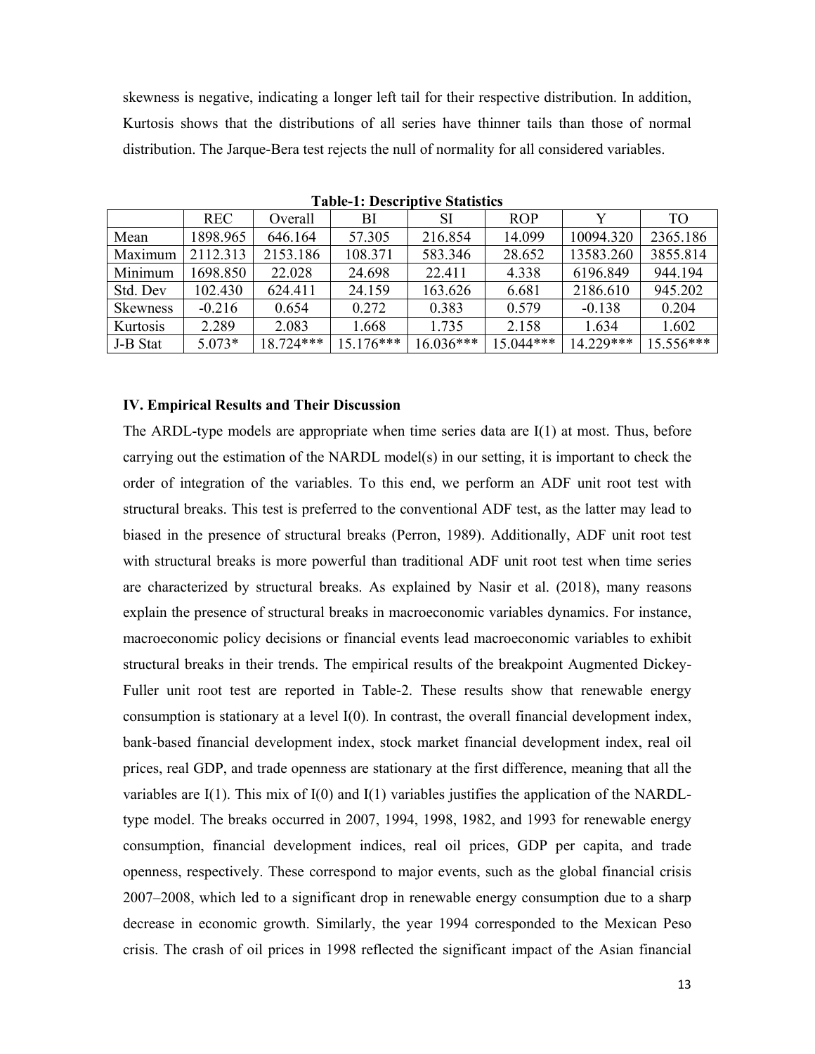skewness is negative, indicating a longer left tail for their respective distribution. In addition, Kurtosis shows that the distributions of all series have thinner tails than those of normal distribution. The Jarque-Bera test rejects the null of normality for all considered variables.

**Table-1: Descriptive Statistics**

| | REC | Overall | BI | SI | ROP | Y | TO |
|---|---|---|---|---|---|---|---|
| Mean | 1898.965 | 646.164 | 57.305 | 216.854 | 14.099 | 10094.320 | 2365.186 |
| Maximum | 2112.313 | 2153.186 | 108.371 | 583.346 | 28.652 | 13583.260 | 3855.814 |
| Minimum | 1698.850 | 22.028 | 24.698 | 22.411 | 4.338 | 6196.849 | 944.194 |
| Std. Dev | 102.430 | 624.411 | 24.159 | 163.626 | 6.681 | 2186.610 | 945.202 |
| Skewness | -0.216 | 0.654 | 0.272 | 0.383 | 0.579 | -0.138 | 0.204 |
| Kurtosis | 2.289 | 2.083 | 1.668 | 1.735 | 2.158 | 1.634 | 1.602 |
| J-B Stat | 5.073* | 18.724*** | 15.176*** | 16.036*** | 15.044*** | 14.229*** | 15.556*** |

### IV. Empirical Results and Their Discussion

The ARDL-type models are appropriate when time series data are I(1) at most. Thus, before carrying out the estimation of the NARDL model(s) in our setting, it is important to check the order of integration of the variables. To this end, we perform an ADF unit root test with structural breaks. This test is preferred to the conventional ADF test, as the latter may lead to biased in the presence of structural breaks (Perron, 1989). Additionally, ADF unit root test with structural breaks is more powerful than traditional ADF unit root test when time series are characterized by structural breaks. As explained by Nasir et al. (2018), many reasons explain the presence of structural breaks in macroeconomic variables dynamics. For instance, macroeconomic policy decisions or financial events lead macroeconomic variables to exhibit structural breaks in their trends. The empirical results of the breakpoint Augmented Dickey-Fuller unit root test are reported in Table-2. These results show that renewable energy consumption is stationary at a level I(0). In contrast, the overall financial development index, bank-based financial development index, stock market financial development index, real oil prices, real GDP, and trade openness are stationary at the first difference, meaning that all the variables are I(1). This mix of I(0) and I(1) variables justifies the application of the NARDL-type model. The breaks occurred in 2007, 1994, 1998, 1982, and 1993 for renewable energy consumption, financial development indices, real oil prices, GDP per capita, and trade openness, respectively. These correspond to major events, such as the global financial crisis 2007–2008, which led to a significant drop in renewable energy consumption due to a sharp decrease in economic growth. Similarly, the year 1994 corresponded to the Mexican Peso crisis. The crash of oil prices in 1998 reflected the significant impact of the Asian financial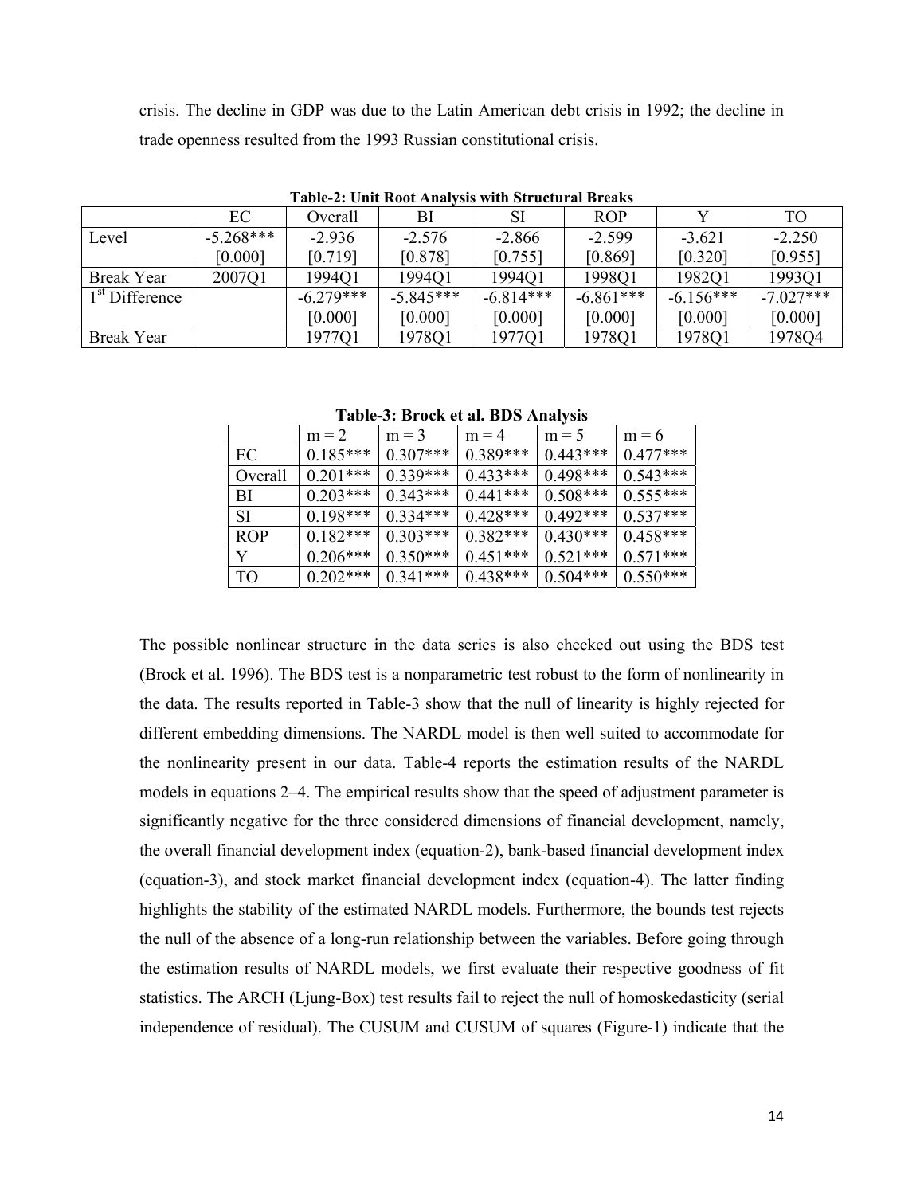crisis. The decline in GDP was due to the Latin American debt crisis in 1992; the decline in trade openness resulted from the 1993 Russian constitutional crisis.

**Table-2: Unit Root Analysis with Structural Breaks**

| | EC | Overall | BI | SI | ROP | Y | TO |
|---|---|---|---|---|---|---|---|
| Level | -5.268*** [0.000] | -2.936 [0.719] | -2.576 [0.878] | -2.866 [0.755] | -2.599 [0.869] | -3.621 [0.320] | -2.250 [0.955] |
| Break Year | 2007Q1 | 1994Q1 | 1994Q1 | 1994Q1 | 1998Q1 | 1982Q1 | 1993Q1 |
| 1st Difference | | -6.279*** [0.000] | -5.845*** [0.000] | -6.814*** [0.000] | -6.861*** [0.000] | -6.156*** [0.000] | -7.027*** [0.000] |
| Break Year | | 1977Q1 | 1978Q1 | 1977Q1 | 1978Q1 | 1978Q1 | 1978Q4 |

**Table-3: Brock et al. BDS Analysis**

| | m = 2 | m = 3 | m = 4 | m = 5 | m = 6 |
|---|---|---|---|---|---|
| EC | 0.185*** | 0.307*** | 0.389*** | 0.443*** | 0.477*** |
| Overall | 0.201*** | 0.339*** | 0.433*** | 0.498*** | 0.543*** |
| BI | 0.203*** | 0.343*** | 0.441*** | 0.508*** | 0.555*** |
| SI | 0.198*** | 0.334*** | 0.428*** | 0.492*** | 0.537*** |
| ROP | 0.182*** | 0.303*** | 0.382*** | 0.430*** | 0.458*** |
| Y | 0.206*** | 0.350*** | 0.451*** | 0.521*** | 0.571*** |
| TO | 0.202*** | 0.341*** | 0.438*** | 0.504*** | 0.550*** |

The possible nonlinear structure in the data series is also checked out using the BDS test (Brock et al. 1996). The BDS test is a nonparametric test robust to the form of nonlinearity in the data. The results reported in Table-3 show that the null of linearity is highly rejected for different embedding dimensions. The NARDL model is then well suited to accommodate for the nonlinearity present in our data. Table-4 reports the estimation results of the NARDL models in equations 2–4. The empirical results show that the speed of adjustment parameter is significantly negative for the three considered dimensions of financial development, namely, the overall financial development index (equation-2), bank-based financial development index (equation-3), and stock market financial development index (equation-4). The latter finding highlights the stability of the estimated NARDL models. Furthermore, the bounds test rejects the null of the absence of a long-run relationship between the variables. Before going through the estimation results of NARDL models, we first evaluate their respective goodness of fit statistics. The ARCH (Ljung-Box) test results fail to reject the null of homoskedasticity (serial independence of residual). The CUSUM and CUSUM of squares (Figure-1) indicate that the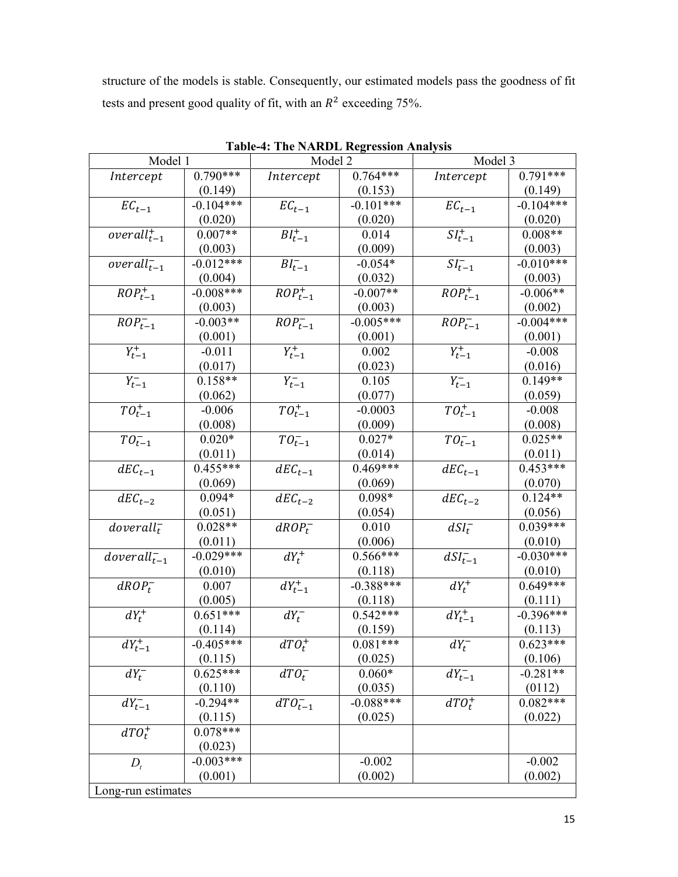structure of the models is stable. Consequently, our estimated models pass the goodness of fit tests and present good quality of fit, with an $R^2$ exceeding 75%.

**Table-4: The NARDL Regression Analysis**

| Model 1 | | Model 2 | | Model 3 | |
|---|---|---|---|---|---|
| $Intercept$ | 0.790*** (0.149) | $Intercept$ | 0.764*** (0.153) | $Intercept$ | 0.791*** (0.149) |
| $EC_{t-1}$ | -0.104*** (0.020) | $EC_{t-1}$ | -0.101*** (0.020) | $EC_{t-1}$ | -0.104*** (0.020) |
| $overall^+_{t-1}$ | 0.007** (0.003) | $BI^+_{t-1}$ | 0.014 (0.009) | $SI^+_{t-1}$ | 0.008** (0.003) |
| $overall^-_{t-1}$ | -0.012*** (0.004) | $BI^-_{t-1}$ | -0.054* (0.032) | $SI^-_{t-1}$ | -0.010*** (0.003) |
| $ROP^+_{t-1}$ | -0.008*** (0.003) | $ROP^+_{t-1}$ | -0.007** (0.003) | $ROP^+_{t-1}$ | -0.006** (0.002) |
| $ROP^-_{t-1}$ | -0.003** (0.001) | $ROP^-_{t-1}$ | -0.005*** (0.001) | $ROP^-_{t-1}$ | -0.004*** (0.001) |
| $Y^+_{t-1}$ | -0.011 (0.017) | $Y^+_{t-1}$ | 0.002 (0.023) | $Y^+_{t-1}$ | -0.008 (0.016) |
| $Y^-_{t-1}$ | 0.158** (0.062) | $Y^-_{t-1}$ | 0.105 (0.077) | $Y^-_{t-1}$ | 0.149** (0.059) |
| $TO^+_{t-1}$ | -0.006 (0.008) | $TO^+_{t-1}$ | -0.0003 (0.009) | $TO^+_{t-1}$ | -0.008 (0.008) |
| $TO^-_{t-1}$ | 0.020* (0.011) | $TO^-_{t-1}$ | 0.027* (0.014) | $TO^-_{t-1}$ | 0.025** (0.011) |
| $dEC_{t-1}$ | 0.455*** (0.069) | $dEC_{t-1}$ | 0.469*** (0.069) | $dEC_{t-1}$ | 0.453*** (0.070) |
| $dEC_{t-2}$ | 0.094* (0.051) | $dEC_{t-2}$ | 0.098* (0.054) | $dEC_{t-2}$ | 0.124** (0.056) |
| $doverall^-_t$ | 0.028** (0.011) | $dROP^-_t$ | 0.010 (0.006) | $dSI^-_t$ | 0.039*** (0.010) |
| $doverall^-_{t-1}$ | -0.029*** (0.010) | $dY^+_t$ | 0.566*** (0.118) | $dSI^-_{t-1}$ | -0.030*** (0.010) |
| $dROP^-_t$ | 0.007 (0.005) | $dY^+_{t-1}$ | -0.388*** (0.118) | $dY^+_t$ | 0.649*** (0.111) |
| $dY^+_t$ | 0.651*** (0.114) | $dY^-_t$ | 0.542*** (0.159) | $dY^+_{t-1}$ | -0.396*** (0.113) |
| $dY^+_{t-1}$ | -0.405*** (0.115) | $dTO^+_t$ | 0.081*** (0.025) | $dY^-_t$ | 0.623*** (0.106) |
| $dY^-_t$ | 0.625*** (0.110) | $dTO^-_t$ | 0.060* (0.035) | $dY^-_{t-1}$ | -0.281** (0112) |
| $dY^-_{t-1}$ | -0.294** (0.115) | $dTO^-_{t-1}$ | -0.088*** (0.025) | $dTO^+_t$ | 0.082*** (0.022) |
| $dTO^+_t$ | 0.078*** (0.023) | | | | |
| $D_t$ | -0.003*** (0.001) | | -0.002 (0.002) | | -0.002 (0.002) |
| Long-run estimates | | | | | |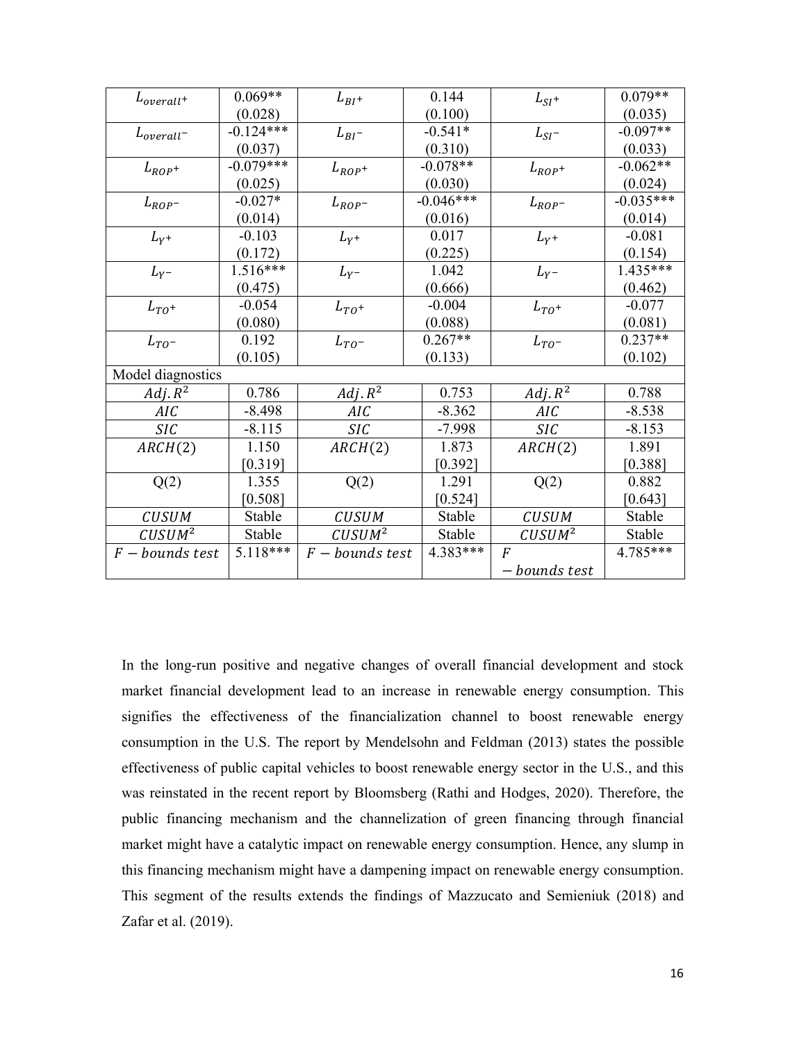| $L_{overall^+}$ | 0.069** (0.028) | $L_{BI^+}$ | 0.144 (0.100) | $L_{SI^+}$ | 0.079** (0.035) |
|---|---|---|---|---|---|
| $L_{overall^-}$ | -0.124*** (0.037) | $L_{BI^-}$ | -0.541* (0.310) | $L_{SI^-}$ | -0.097** (0.033) |
| $L_{ROP^+}$ | -0.079*** (0.025) | $L_{ROP^+}$ | -0.078** (0.030) | $L_{ROP^+}$ | -0.062** (0.024) |
| $L_{ROP^-}$ | -0.027* (0.014) | $L_{ROP^-}$ | -0.046*** (0.016) | $L_{ROP^-}$ | -0.035*** (0.014) |
| $L_{Y^+}$ | -0.103 (0.172) | $L_{Y^+}$ | 0.017 (0.225) | $L_{Y^+}$ | -0.081 (0.154) |
| $L_{Y^-}$ | 1.516*** (0.475) | $L_{Y^-}$ | 1.042 (0.666) | $L_{Y^-}$ | 1.435*** (0.462) |
| $L_{TO^+}$ | -0.054 (0.080) | $L_{TO^+}$ | -0.004 (0.088) | $L_{TO^+}$ | -0.077 (0.081) |
| $L_{TO^-}$ | 0.192 (0.105) | $L_{TO^-}$ | 0.267** (0.133) | $L_{TO^-}$ | 0.237** (0.102) |
| Model diagnostics | | | | | |
| $Adj. R^2$ | 0.786 | $Adj. R^2$ | 0.753 | $Adj. R^2$ | 0.788 |
| $AIC$ | -8.498 | $AIC$ | -8.362 | $AIC$ | -8.538 |
| $SIC$ | -8.115 | $SIC$ | -7.998 | $SIC$ | -8.153 |
| $ARCH(2)$ | 1.150 [0.319] | $ARCH(2)$ | 1.873 [0.392] | $ARCH(2)$ | 1.891 [0.388] |
| Q(2) | 1.355 [0.508] | Q(2) | 1.291 [0.524] | Q(2) | 0.882 [0.643] |
| $CUSUM$ | Stable | $CUSUM$ | Stable | $CUSUM$ | Stable |
| $CUSUM^2$ | Stable | $CUSUM^2$ | Stable | $CUSUM^2$ | Stable |
| $F - bounds\ test$ | 5.118*** | $F - bounds\ test$ | 4.383*** | $F - bounds\ test$ | 4.785*** |

In the long-run positive and negative changes of overall financial development and stock market financial development lead to an increase in renewable energy consumption. This signifies the effectiveness of the financialization channel to boost renewable energy consumption in the U.S. The report by Mendelsohn and Feldman (2013) states the possible effectiveness of public capital vehicles to boost renewable energy sector in the U.S., and this was reinstated in the recent report by Bloomsberg (Rathi and Hodges, 2020). Therefore, the public financing mechanism and the channelization of green financing through financial market might have a catalytic impact on renewable energy consumption. Hence, any slump in this financing mechanism might have a dampening impact on renewable energy consumption. This segment of the results extends the findings of Mazzucato and Semieniuk (2018) and Zafar et al. (2019).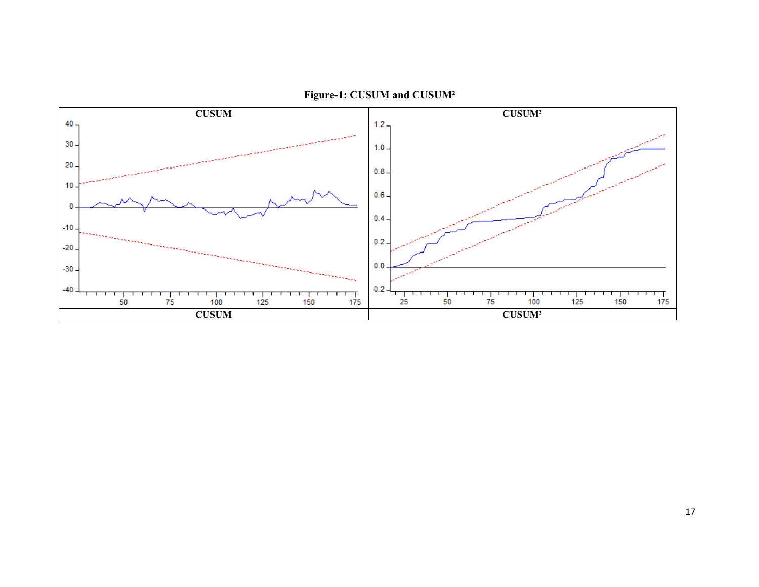**Figure-1: CUSUM and CUSUM²**

| CUSUM | CUSUM² |
| --- | --- |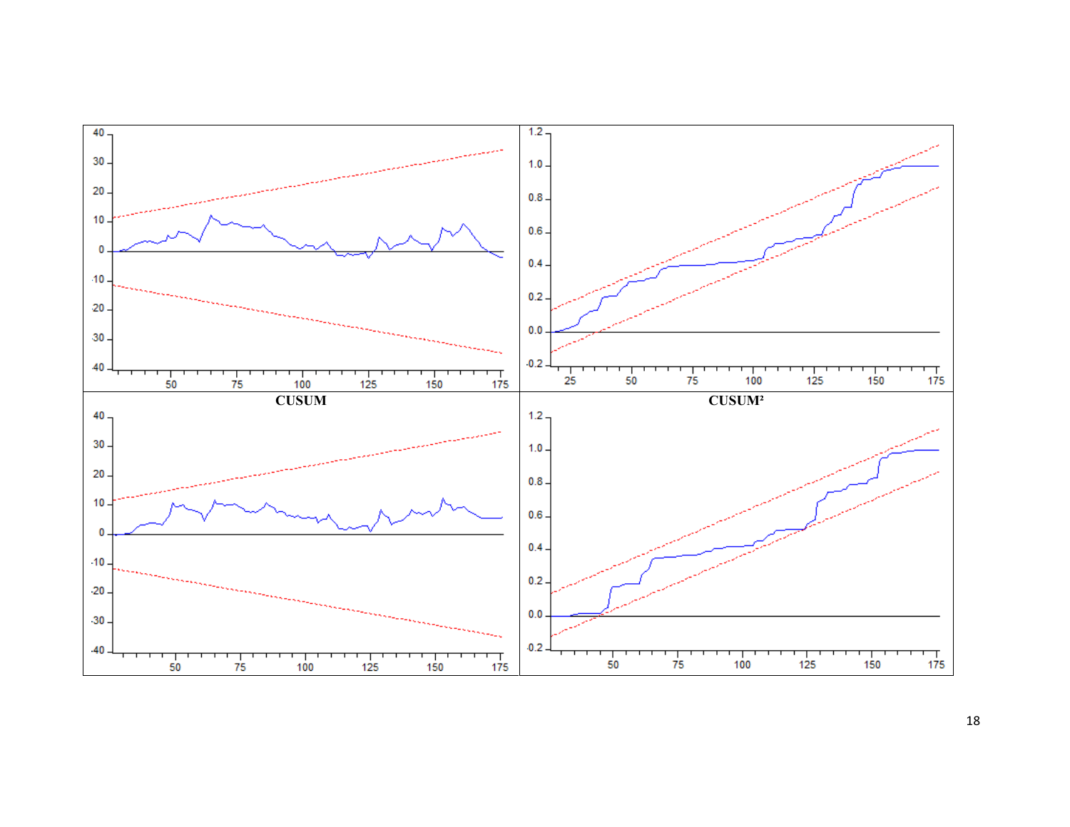CUSUM

CUSUM²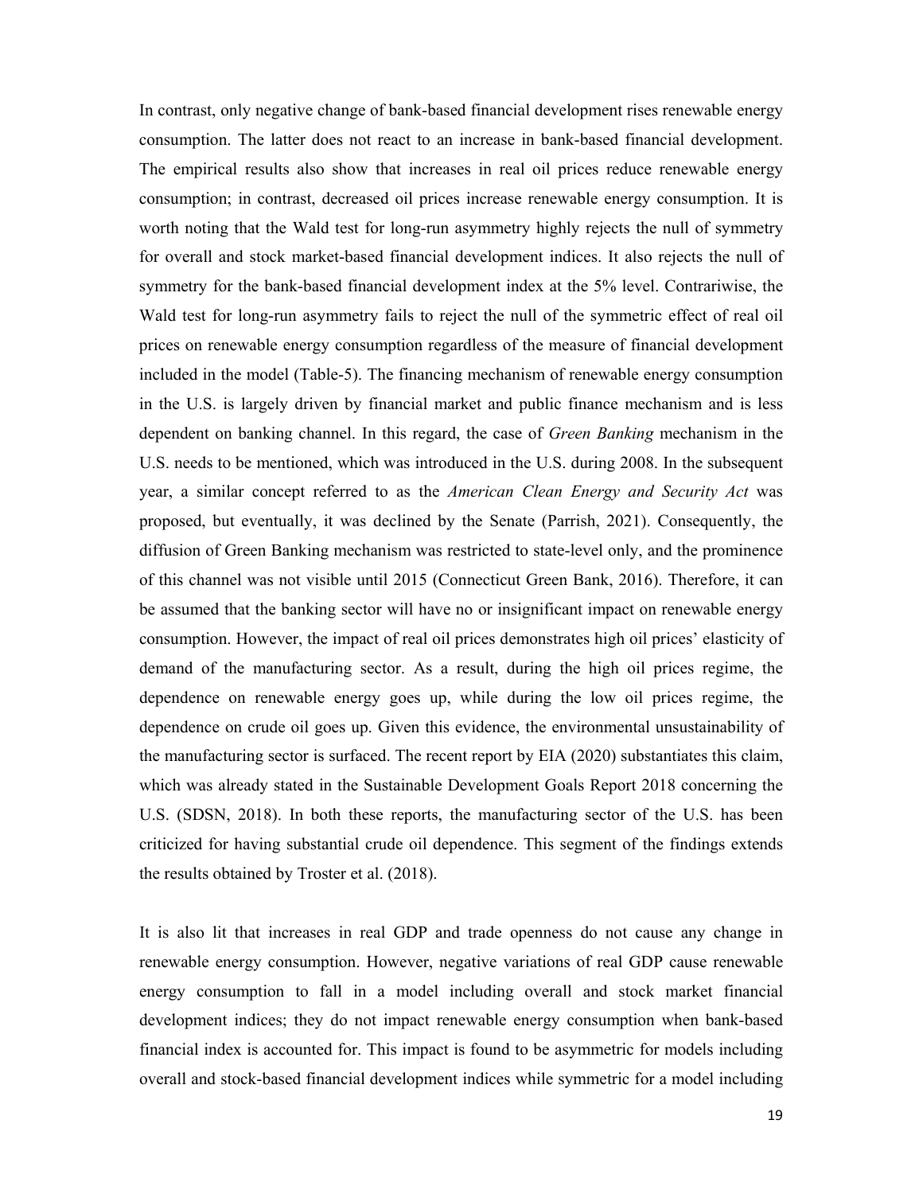In contrast, only negative change of bank-based financial development rises renewable energy consumption. The latter does not react to an increase in bank-based financial development. The empirical results also show that increases in real oil prices reduce renewable energy consumption; in contrast, decreased oil prices increase renewable energy consumption. It is worth noting that the Wald test for long-run asymmetry highly rejects the null of symmetry for overall and stock market-based financial development indices. It also rejects the null of symmetry for the bank-based financial development index at the 5% level. Contrariwise, the Wald test for long-run asymmetry fails to reject the null of the symmetric effect of real oil prices on renewable energy consumption regardless of the measure of financial development included in the model (Table-5). The financing mechanism of renewable energy consumption in the U.S. is largely driven by financial market and public finance mechanism and is less dependent on banking channel. In this regard, the case of *Green Banking* mechanism in the U.S. needs to be mentioned, which was introduced in the U.S. during 2008. In the subsequent year, a similar concept referred to as the *American Clean Energy and Security Act* was proposed, but eventually, it was declined by the Senate (Parrish, 2021). Consequently, the diffusion of Green Banking mechanism was restricted to state-level only, and the prominence of this channel was not visible until 2015 (Connecticut Green Bank, 2016). Therefore, it can be assumed that the banking sector will have no or insignificant impact on renewable energy consumption. However, the impact of real oil prices demonstrates high oil prices' elasticity of demand of the manufacturing sector. As a result, during the high oil prices regime, the dependence on renewable energy goes up, while during the low oil prices regime, the dependence on crude oil goes up. Given this evidence, the environmental unsustainability of the manufacturing sector is surfaced. The recent report by EIA (2020) substantiates this claim, which was already stated in the Sustainable Development Goals Report 2018 concerning the U.S. (SDSN, 2018). In both these reports, the manufacturing sector of the U.S. has been criticized for having substantial crude oil dependence. This segment of the findings extends the results obtained by Troster et al. (2018).

It is also lit that increases in real GDP and trade openness do not cause any change in renewable energy consumption. However, negative variations of real GDP cause renewable energy consumption to fall in a model including overall and stock market financial development indices; they do not impact renewable energy consumption when bank-based financial index is accounted for. This impact is found to be asymmetric for models including overall and stock-based financial development indices while symmetric for a model including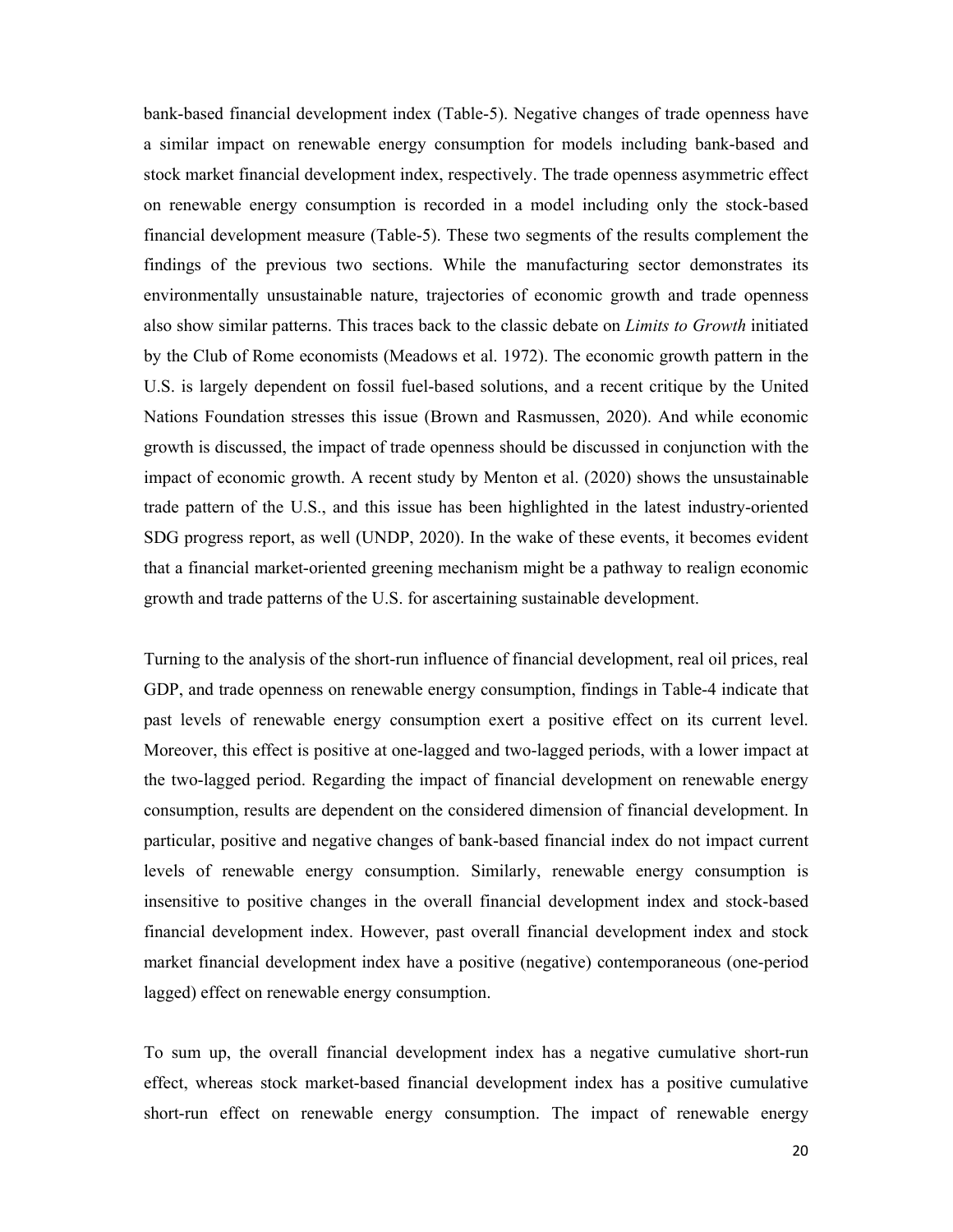bank-based financial development index (Table-5). Negative changes of trade openness have a similar impact on renewable energy consumption for models including bank-based and stock market financial development index, respectively. The trade openness asymmetric effect on renewable energy consumption is recorded in a model including only the stock-based financial development measure (Table-5). These two segments of the results complement the findings of the previous two sections. While the manufacturing sector demonstrates its environmentally unsustainable nature, trajectories of economic growth and trade openness also show similar patterns. This traces back to the classic debate on *Limits to Growth* initiated by the Club of Rome economists (Meadows et al. 1972). The economic growth pattern in the U.S. is largely dependent on fossil fuel-based solutions, and a recent critique by the United Nations Foundation stresses this issue (Brown and Rasmussen, 2020). And while economic growth is discussed, the impact of trade openness should be discussed in conjunction with the impact of economic growth. A recent study by Menton et al. (2020) shows the unsustainable trade pattern of the U.S., and this issue has been highlighted in the latest industry-oriented SDG progress report, as well (UNDP, 2020). In the wake of these events, it becomes evident that a financial market-oriented greening mechanism might be a pathway to realign economic growth and trade patterns of the U.S. for ascertaining sustainable development.

Turning to the analysis of the short-run influence of financial development, real oil prices, real GDP, and trade openness on renewable energy consumption, findings in Table-4 indicate that past levels of renewable energy consumption exert a positive effect on its current level. Moreover, this effect is positive at one-lagged and two-lagged periods, with a lower impact at the two-lagged period. Regarding the impact of financial development on renewable energy consumption, results are dependent on the considered dimension of financial development. In particular, positive and negative changes of bank-based financial index do not impact current levels of renewable energy consumption. Similarly, renewable energy consumption is insensitive to positive changes in the overall financial development index and stock-based financial development index. However, past overall financial development index and stock market financial development index have a positive (negative) contemporaneous (one-period lagged) effect on renewable energy consumption.

To sum up, the overall financial development index has a negative cumulative short-run effect, whereas stock market-based financial development index has a positive cumulative short-run effect on renewable energy consumption. The impact of renewable energy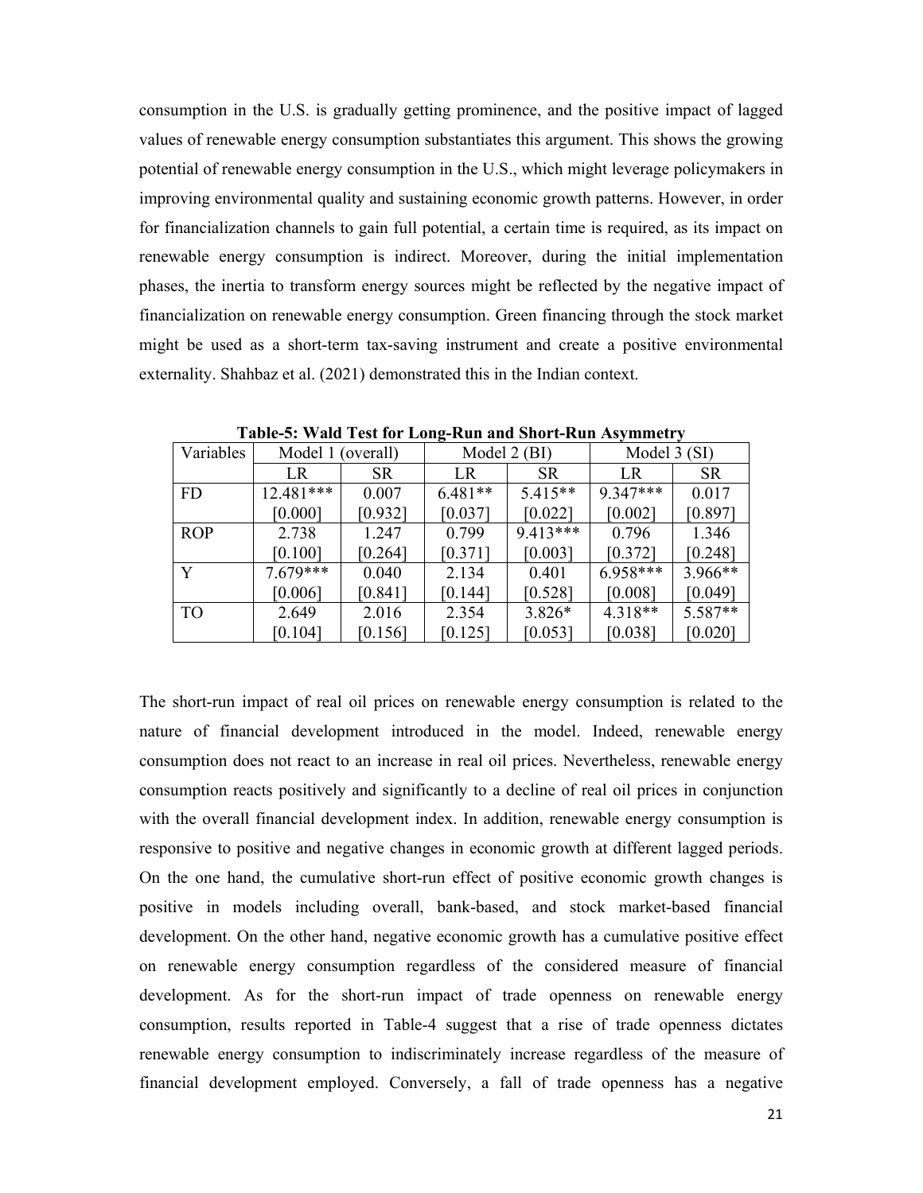consumption in the U.S. is gradually getting prominence, and the positive impact of lagged values of renewable energy consumption substantiates this argument. This shows the growing potential of renewable energy consumption in the U.S., which might leverage policymakers in improving environmental quality and sustaining economic growth patterns. However, in order for financialization channels to gain full potential, a certain time is required, as its impact on renewable energy consumption is indirect. Moreover, during the initial implementation phases, the inertia to transform energy sources might be reflected by the negative impact of financialization on renewable energy consumption. Green financing through the stock market might be used as a short-term tax-saving instrument and create a positive environmental externality. Shahbaz et al. (2021) demonstrated this in the Indian context.

**Table-5: Wald Test for Long-Run and Short-Run Asymmetry**

| Variables | Model 1 (overall) | | Model 2 (BI) | | Model 3 (SI) | |
|---|---|---|---|---|---|---|
| | LR | SR | LR | SR | LR | SR |
| FD | 12.481*** | 0.007 | 6.481** | 5.415** | 9.347*** | 0.017 |
| | [0.000] | [0.932] | [0.037] | [0.022] | [0.002] | [0.897] |
| ROP | 2.738 | 1.247 | 0.799 | 9.413*** | 0.796 | 1.346 |
| | [0.100] | [0.264] | [0.371] | [0.003] | [0.372] | [0.248] |
| Y | 7.679*** | 0.040 | 2.134 | 0.401 | 6.958*** | 3.966** |
| | [0.006] | [0.841] | [0.144] | [0.528] | [0.008] | [0.049] |
| TO | 2.649 | 2.016 | 2.354 | 3.826* | 4.318** | 5.587** |
| | [0.104] | [0.156] | [0.125] | [0.053] | [0.038] | [0.020] |

The short-run impact of real oil prices on renewable energy consumption is related to the nature of financial development introduced in the model. Indeed, renewable energy consumption does not react to an increase in real oil prices. Nevertheless, renewable energy consumption reacts positively and significantly to a decline of real oil prices in conjunction with the overall financial development index. In addition, renewable energy consumption is responsive to positive and negative changes in economic growth at different lagged periods. On the one hand, the cumulative short-run effect of positive economic growth changes is positive in models including overall, bank-based, and stock market-based financial development. On the other hand, negative economic growth has a cumulative positive effect on renewable energy consumption regardless of the considered measure of financial development. As for the short-run impact of trade openness on renewable energy consumption, results reported in Table-4 suggest that a rise of trade openness dictates renewable energy consumption to indiscriminately increase regardless of the measure of financial development employed. Conversely, a fall of trade openness has a negative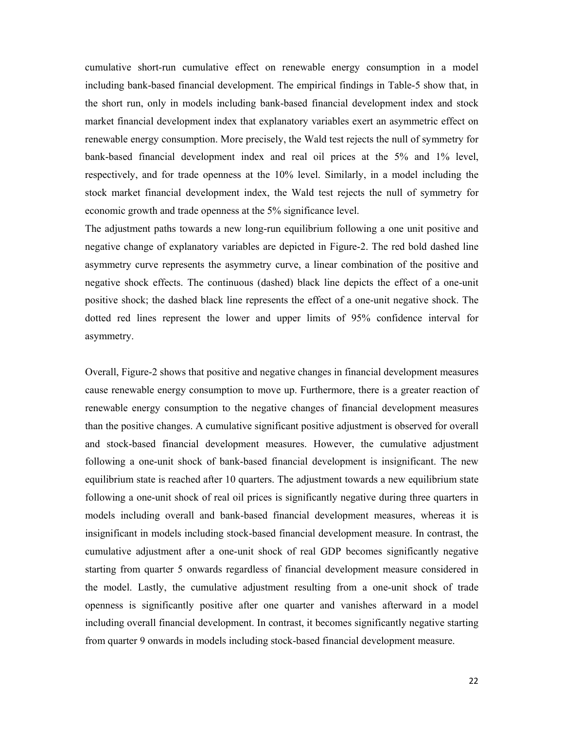cumulative short-run cumulative effect on renewable energy consumption in a model including bank-based financial development. The empirical findings in Table-5 show that, in the short run, only in models including bank-based financial development index and stock market financial development index that explanatory variables exert an asymmetric effect on renewable energy consumption. More precisely, the Wald test rejects the null of symmetry for bank-based financial development index and real oil prices at the 5% and 1% level, respectively, and for trade openness at the 10% level. Similarly, in a model including the stock market financial development index, the Wald test rejects the null of symmetry for economic growth and trade openness at the 5% significance level.

The adjustment paths towards a new long-run equilibrium following a one unit positive and negative change of explanatory variables are depicted in Figure-2. The red bold dashed line asymmetry curve represents the asymmetry curve, a linear combination of the positive and negative shock effects. The continuous (dashed) black line depicts the effect of a one-unit positive shock; the dashed black line represents the effect of a one-unit negative shock. The dotted red lines represent the lower and upper limits of 95% confidence interval for asymmetry.

Overall, Figure-2 shows that positive and negative changes in financial development measures cause renewable energy consumption to move up. Furthermore, there is a greater reaction of renewable energy consumption to the negative changes of financial development measures than the positive changes. A cumulative significant positive adjustment is observed for overall and stock-based financial development measures. However, the cumulative adjustment following a one-unit shock of bank-based financial development is insignificant. The new equilibrium state is reached after 10 quarters. The adjustment towards a new equilibrium state following a one-unit shock of real oil prices is significantly negative during three quarters in models including overall and bank-based financial development measures, whereas it is insignificant in models including stock-based financial development measure. In contrast, the cumulative adjustment after a one-unit shock of real GDP becomes significantly negative starting from quarter 5 onwards regardless of financial development measure considered in the model. Lastly, the cumulative adjustment resulting from a one-unit shock of trade openness is significantly positive after one quarter and vanishes afterward in a model including overall financial development. In contrast, it becomes significantly negative starting from quarter 9 onwards in models including stock-based financial development measure.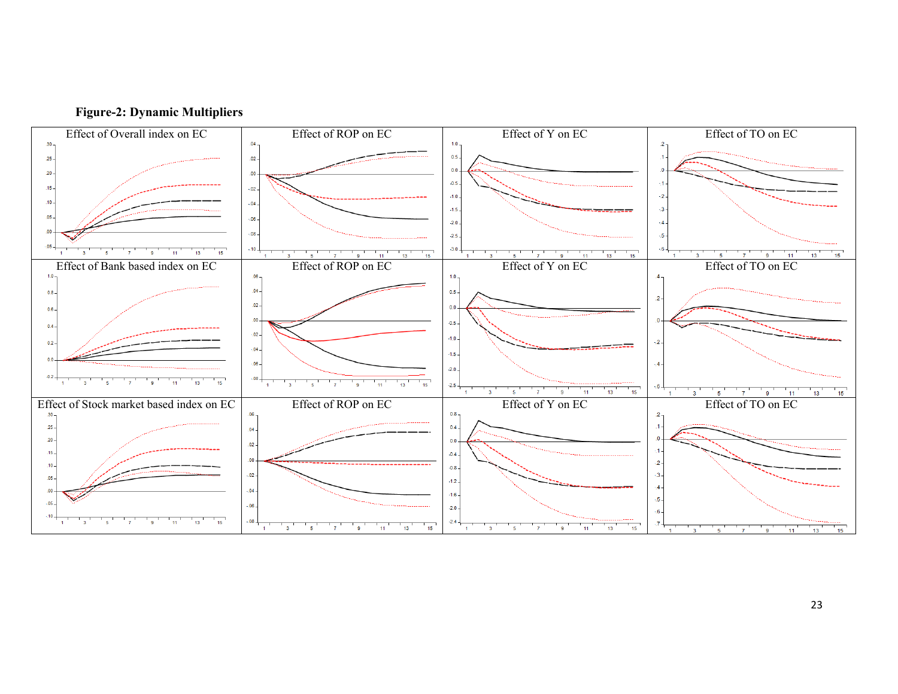**Figure-2: Dynamic Multipliers**

| Effect of Overall index on EC | Effect of ROP on EC | Effect of Y on EC | Effect of TO on EC |
| --- | --- | --- | --- |
| Effect of Bank based index on EC | Effect of ROP on EC | Effect of Y on EC | Effect of TO on EC |
| Effect of Stock market based index on EC | Effect of ROP on EC | Effect of Y on EC | Effect of TO on EC |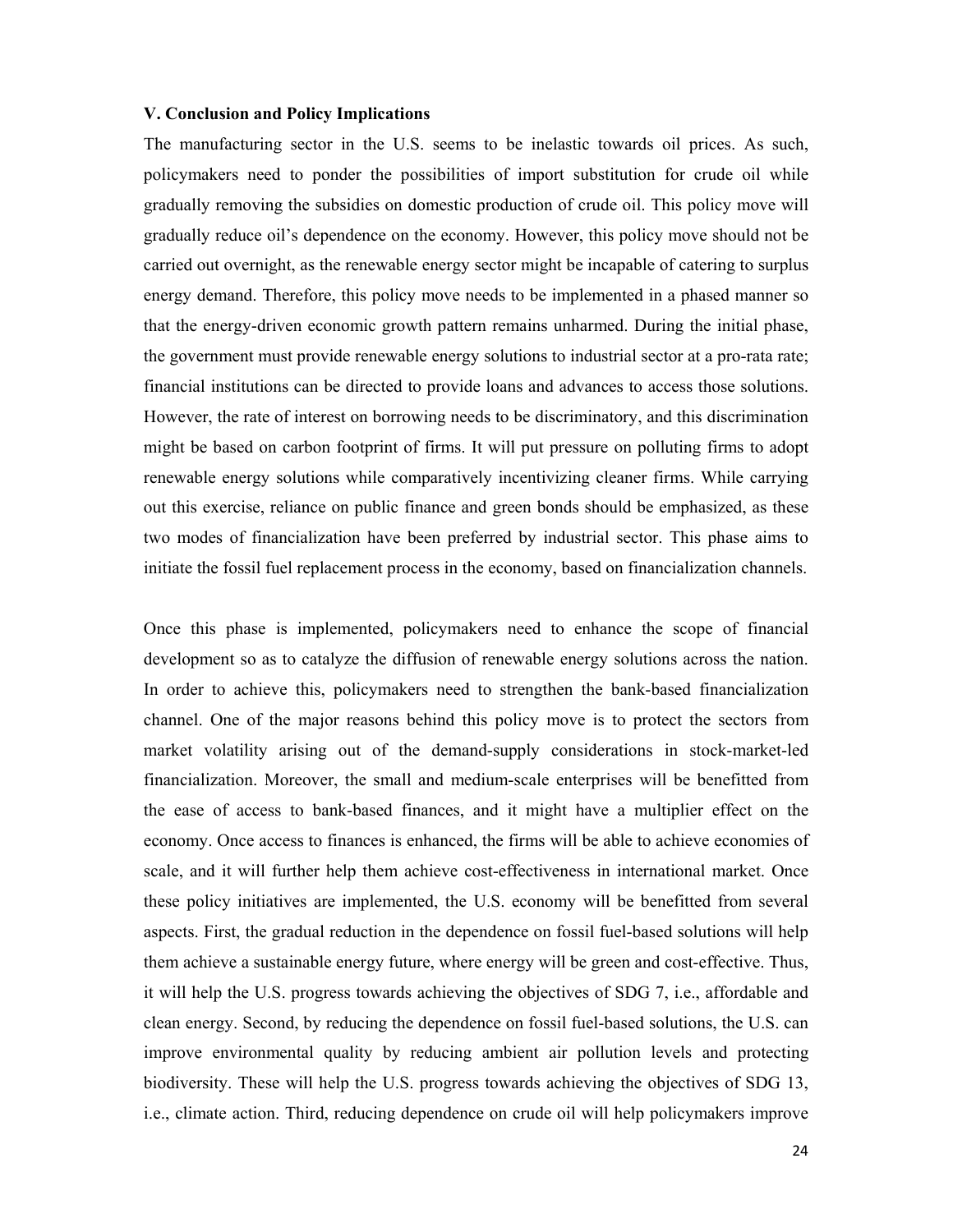**V. Conclusion and Policy Implications**

The manufacturing sector in the U.S. seems to be inelastic towards oil prices. As such, policymakers need to ponder the possibilities of import substitution for crude oil while gradually removing the subsidies on domestic production of crude oil. This policy move will gradually reduce oil's dependence on the economy. However, this policy move should not be carried out overnight, as the renewable energy sector might be incapable of catering to surplus energy demand. Therefore, this policy move needs to be implemented in a phased manner so that the energy-driven economic growth pattern remains unharmed. During the initial phase, the government must provide renewable energy solutions to industrial sector at a pro-rata rate; financial institutions can be directed to provide loans and advances to access those solutions. However, the rate of interest on borrowing needs to be discriminatory, and this discrimination might be based on carbon footprint of firms. It will put pressure on polluting firms to adopt renewable energy solutions while comparatively incentivizing cleaner firms. While carrying out this exercise, reliance on public finance and green bonds should be emphasized, as these two modes of financialization have been preferred by industrial sector. This phase aims to initiate the fossil fuel replacement process in the economy, based on financialization channels.

Once this phase is implemented, policymakers need to enhance the scope of financial development so as to catalyze the diffusion of renewable energy solutions across the nation. In order to achieve this, policymakers need to strengthen the bank-based financialization channel. One of the major reasons behind this policy move is to protect the sectors from market volatility arising out of the demand-supply considerations in stock-market-led financialization. Moreover, the small and medium-scale enterprises will be benefitted from the ease of access to bank-based finances, and it might have a multiplier effect on the economy. Once access to finances is enhanced, the firms will be able to achieve economies of scale, and it will further help them achieve cost-effectiveness in international market. Once these policy initiatives are implemented, the U.S. economy will be benefitted from several aspects. First, the gradual reduction in the dependence on fossil fuel-based solutions will help them achieve a sustainable energy future, where energy will be green and cost-effective. Thus, it will help the U.S. progress towards achieving the objectives of SDG 7, i.e., affordable and clean energy. Second, by reducing the dependence on fossil fuel-based solutions, the U.S. can improve environmental quality by reducing ambient air pollution levels and protecting biodiversity. These will help the U.S. progress towards achieving the objectives of SDG 13, i.e., climate action. Third, reducing dependence on crude oil will help policymakers improve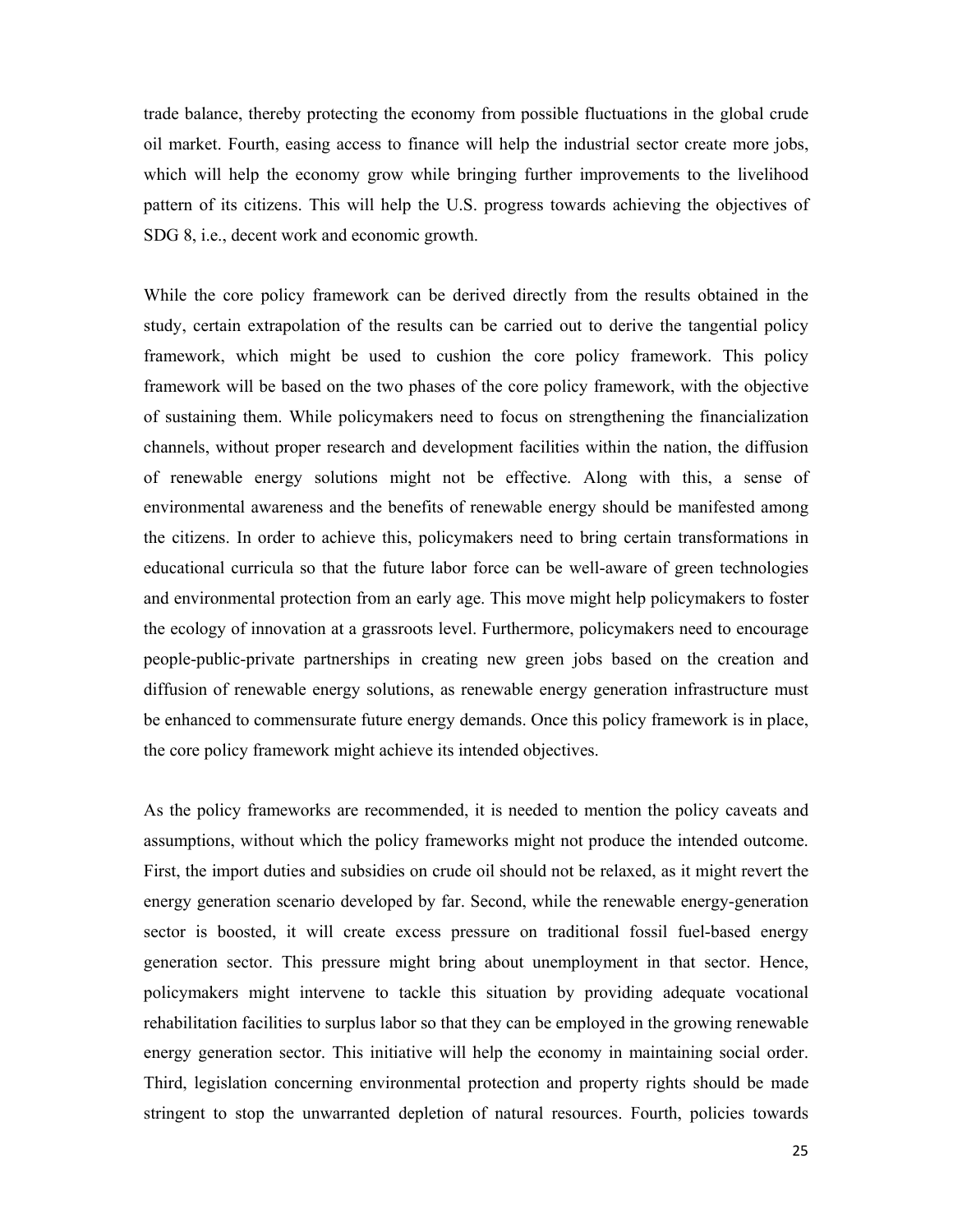trade balance, thereby protecting the economy from possible fluctuations in the global crude oil market. Fourth, easing access to finance will help the industrial sector create more jobs, which will help the economy grow while bringing further improvements to the livelihood pattern of its citizens. This will help the U.S. progress towards achieving the objectives of SDG 8, i.e., decent work and economic growth.

While the core policy framework can be derived directly from the results obtained in the study, certain extrapolation of the results can be carried out to derive the tangential policy framework, which might be used to cushion the core policy framework. This policy framework will be based on the two phases of the core policy framework, with the objective of sustaining them. While policymakers need to focus on strengthening the financialization channels, without proper research and development facilities within the nation, the diffusion of renewable energy solutions might not be effective. Along with this, a sense of environmental awareness and the benefits of renewable energy should be manifested among the citizens. In order to achieve this, policymakers need to bring certain transformations in educational curricula so that the future labor force can be well-aware of green technologies and environmental protection from an early age. This move might help policymakers to foster the ecology of innovation at a grassroots level. Furthermore, policymakers need to encourage people-public-private partnerships in creating new green jobs based on the creation and diffusion of renewable energy solutions, as renewable energy generation infrastructure must be enhanced to commensurate future energy demands. Once this policy framework is in place, the core policy framework might achieve its intended objectives.

As the policy frameworks are recommended, it is needed to mention the policy caveats and assumptions, without which the policy frameworks might not produce the intended outcome. First, the import duties and subsidies on crude oil should not be relaxed, as it might revert the energy generation scenario developed by far. Second, while the renewable energy-generation sector is boosted, it will create excess pressure on traditional fossil fuel-based energy generation sector. This pressure might bring about unemployment in that sector. Hence, policymakers might intervene to tackle this situation by providing adequate vocational rehabilitation facilities to surplus labor so that they can be employed in the growing renewable energy generation sector. This initiative will help the economy in maintaining social order. Third, legislation concerning environmental protection and property rights should be made stringent to stop the unwarranted depletion of natural resources. Fourth, policies towards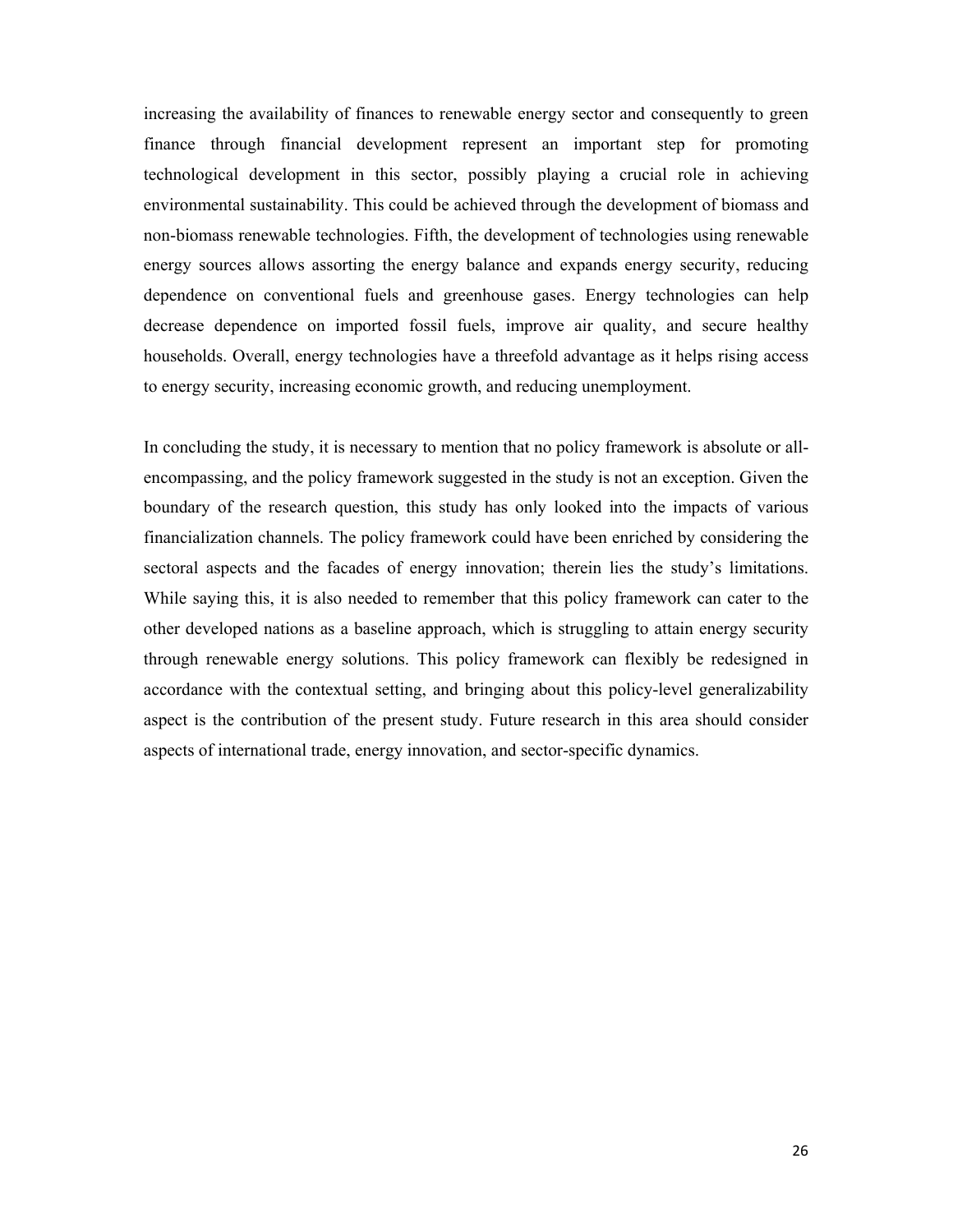increasing the availability of finances to renewable energy sector and consequently to green finance through financial development represent an important step for promoting technological development in this sector, possibly playing a crucial role in achieving environmental sustainability. This could be achieved through the development of biomass and non-biomass renewable technologies. Fifth, the development of technologies using renewable energy sources allows assorting the energy balance and expands energy security, reducing dependence on conventional fuels and greenhouse gases. Energy technologies can help decrease dependence on imported fossil fuels, improve air quality, and secure healthy households. Overall, energy technologies have a threefold advantage as it helps rising access to energy security, increasing economic growth, and reducing unemployment.

In concluding the study, it is necessary to mention that no policy framework is absolute or all-encompassing, and the policy framework suggested in the study is not an exception. Given the boundary of the research question, this study has only looked into the impacts of various financialization channels. The policy framework could have been enriched by considering the sectoral aspects and the facades of energy innovation; therein lies the study's limitations. While saying this, it is also needed to remember that this policy framework can cater to the other developed nations as a baseline approach, which is struggling to attain energy security through renewable energy solutions. This policy framework can flexibly be redesigned in accordance with the contextual setting, and bringing about this policy-level generalizability aspect is the contribution of the present study. Future research in this area should consider aspects of international trade, energy innovation, and sector-specific dynamics.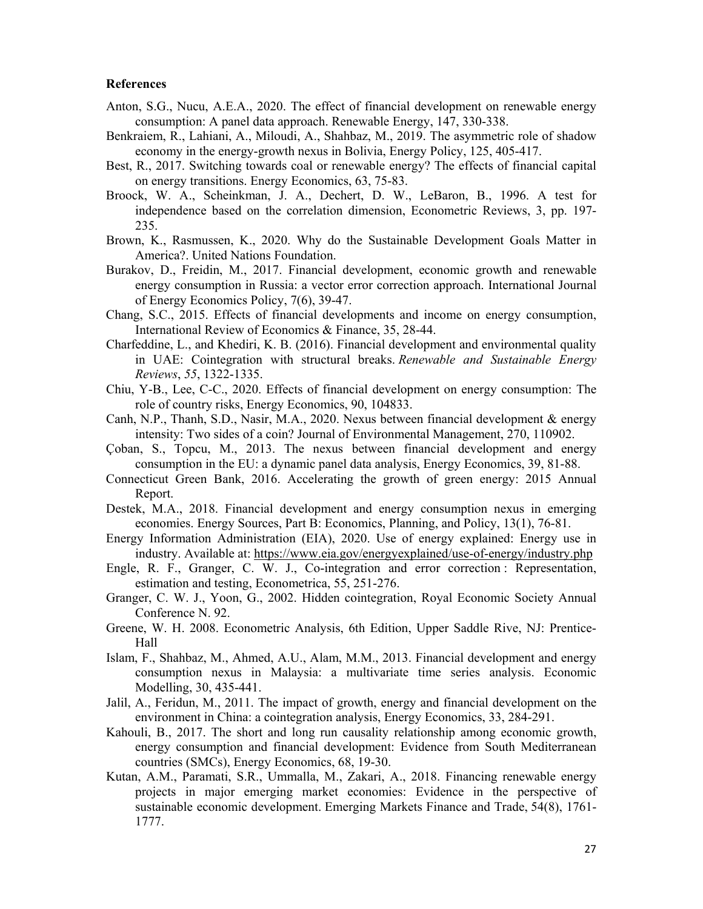**References**

Anton, S.G., Nucu, A.E.A., 2020. The effect of financial development on renewable energy consumption: A panel data approach. Renewable Energy, 147, 330-338.

Benkraiem, R., Lahiani, A., Miloudi, A., Shahbaz, M., 2019. The asymmetric role of shadow economy in the energy-growth nexus in Bolivia, Energy Policy, 125, 405-417.

Best, R., 2017. Switching towards coal or renewable energy? The effects of financial capital on energy transitions. Energy Economics, 63, 75-83.

Broock, W. A., Scheinkman, J. A., Dechert, D. W., LeBaron, B., 1996. A test for independence based on the correlation dimension, Econometric Reviews, 3, pp. 197-235.

Brown, K., Rasmussen, K., 2020. Why do the Sustainable Development Goals Matter in America?. United Nations Foundation.

Burakov, D., Freidin, M., 2017. Financial development, economic growth and renewable energy consumption in Russia: a vector error correction approach. International Journal of Energy Economics Policy, 7(6), 39-47.

Chang, S.C., 2015. Effects of financial developments and income on energy consumption, International Review of Economics & Finance, 35, 28-44.

Charfeddine, L., and Khediri, K. B. (2016). Financial development and environmental quality in UAE: Cointegration with structural breaks. *Renewable and Sustainable Energy Reviews*, *55*, 1322-1335.

Chiu, Y-B., Lee, C-C., 2020. Effects of financial development on energy consumption: The role of country risks, Energy Economics, 90, 104833.

Canh, N.P., Thanh, S.D., Nasir, M.A., 2020. Nexus between financial development & energy intensity: Two sides of a coin? Journal of Environmental Management, 270, 110902.

Çoban, S., Topcu, M., 2013. The nexus between financial development and energy consumption in the EU: a dynamic panel data analysis, Energy Economics, 39, 81-88.

Connecticut Green Bank, 2016. Accelerating the growth of green energy: 2015 Annual Report.

Destek, M.A., 2018. Financial development and energy consumption nexus in emerging economies. Energy Sources, Part B: Economics, Planning, and Policy, 13(1), 76-81.

Energy Information Administration (EIA), 2020. Use of energy explained: Energy use in industry. Available at: https://www.eia.gov/energyexplained/use-of-energy/industry.php

Engle, R. F., Granger, C. W. J., Co-integration and error correction : Representation, estimation and testing, Econometrica, 55, 251-276.

Granger, C. W. J., Yoon, G., 2002. Hidden cointegration, Royal Economic Society Annual Conference N. 92.

Greene, W. H. 2008. Econometric Analysis, 6th Edition, Upper Saddle Rive, NJ: Prentice-Hall

Islam, F., Shahbaz, M., Ahmed, A.U., Alam, M.M., 2013. Financial development and energy consumption nexus in Malaysia: a multivariate time series analysis. Economic Modelling, 30, 435-441.

Jalil, A., Feridun, M., 2011. The impact of growth, energy and financial development on the environment in China: a cointegration analysis, Energy Economics, 33, 284-291.

Kahouli, B., 2017. The short and long run causality relationship among economic growth, energy consumption and financial development: Evidence from South Mediterranean countries (SMCs), Energy Economics, 68, 19-30.

Kutan, A.M., Paramati, S.R., Ummalla, M., Zakari, A., 2018. Financing renewable energy projects in major emerging market economies: Evidence in the perspective of sustainable economic development. Emerging Markets Finance and Trade, 54(8), 1761-1777.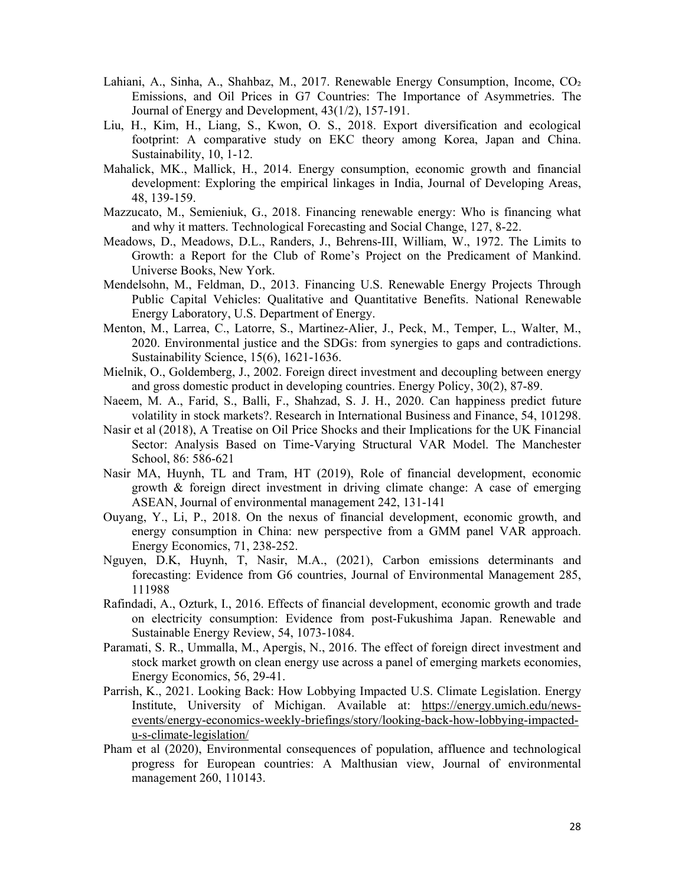Lahiani, A., Sinha, A., Shahbaz, M., 2017. Renewable Energy Consumption, Income, $CO_2$ Emissions, and Oil Prices in G7 Countries: The Importance of Asymmetries. The Journal of Energy and Development, 43(1/2), 157-191.

Liu, H., Kim, H., Liang, S., Kwon, O. S., 2018. Export diversification and ecological footprint: A comparative study on EKC theory among Korea, Japan and China. Sustainability, 10, 1-12.

Mahalick, MK., Mallick, H., 2014. Energy consumption, economic growth and financial development: Exploring the empirical linkages in India, Journal of Developing Areas, 48, 139-159.

Mazzucato, M., Semieniuk, G., 2018. Financing renewable energy: Who is financing what and why it matters. Technological Forecasting and Social Change, 127, 8-22.

Meadows, D., Meadows, D.L., Randers, J., Behrens-III, William, W., 1972. The Limits to Growth: a Report for the Club of Rome's Project on the Predicament of Mankind. Universe Books, New York.

Mendelsohn, M., Feldman, D., 2013. Financing U.S. Renewable Energy Projects Through Public Capital Vehicles: Qualitative and Quantitative Benefits. National Renewable Energy Laboratory, U.S. Department of Energy.

Menton, M., Larrea, C., Latorre, S., Martinez-Alier, J., Peck, M., Temper, L., Walter, M., 2020. Environmental justice and the SDGs: from synergies to gaps and contradictions. Sustainability Science, 15(6), 1621-1636.

Mielnik, O., Goldemberg, J., 2002. Foreign direct investment and decoupling between energy and gross domestic product in developing countries. Energy Policy, 30(2), 87-89.

Naeem, M. A., Farid, S., Balli, F., Shahzad, S. J. H., 2020. Can happiness predict future volatility in stock markets?. Research in International Business and Finance, 54, 101298.

Nasir et al (2018), A Treatise on Oil Price Shocks and their Implications for the UK Financial Sector: Analysis Based on Time-Varying Structural VAR Model. The Manchester School, 86: 586-621

Nasir MA, Huynh, TL and Tram, HT (2019), Role of financial development, economic growth & foreign direct investment in driving climate change: A case of emerging ASEAN, Journal of environmental management 242, 131-141

Ouyang, Y., Li, P., 2018. On the nexus of financial development, economic growth, and energy consumption in China: new perspective from a GMM panel VAR approach. Energy Economics, 71, 238-252.

Nguyen, D.K, Huynh, T, Nasir, M.A., (2021), Carbon emissions determinants and forecasting: Evidence from G6 countries, Journal of Environmental Management 285, 111988

Rafindadi, A., Ozturk, I., 2016. Effects of financial development, economic growth and trade on electricity consumption: Evidence from post-Fukushima Japan. Renewable and Sustainable Energy Review, 54, 1073-1084.

Paramati, S. R., Ummalla, M., Apergis, N., 2016. The effect of foreign direct investment and stock market growth on clean energy use across a panel of emerging markets economies, Energy Economics, 56, 29-41.

Parrish, K., 2021. Looking Back: How Lobbying Impacted U.S. Climate Legislation. Energy Institute, University of Michigan. Available at: https://energy.umich.edu/news-events/energy-economics-weekly-briefings/story/looking-back-how-lobbying-impacted-u-s-climate-legislation/

Pham et al (2020), Environmental consequences of population, affluence and technological progress for European countries: A Malthusian view, Journal of environmental management 260, 110143.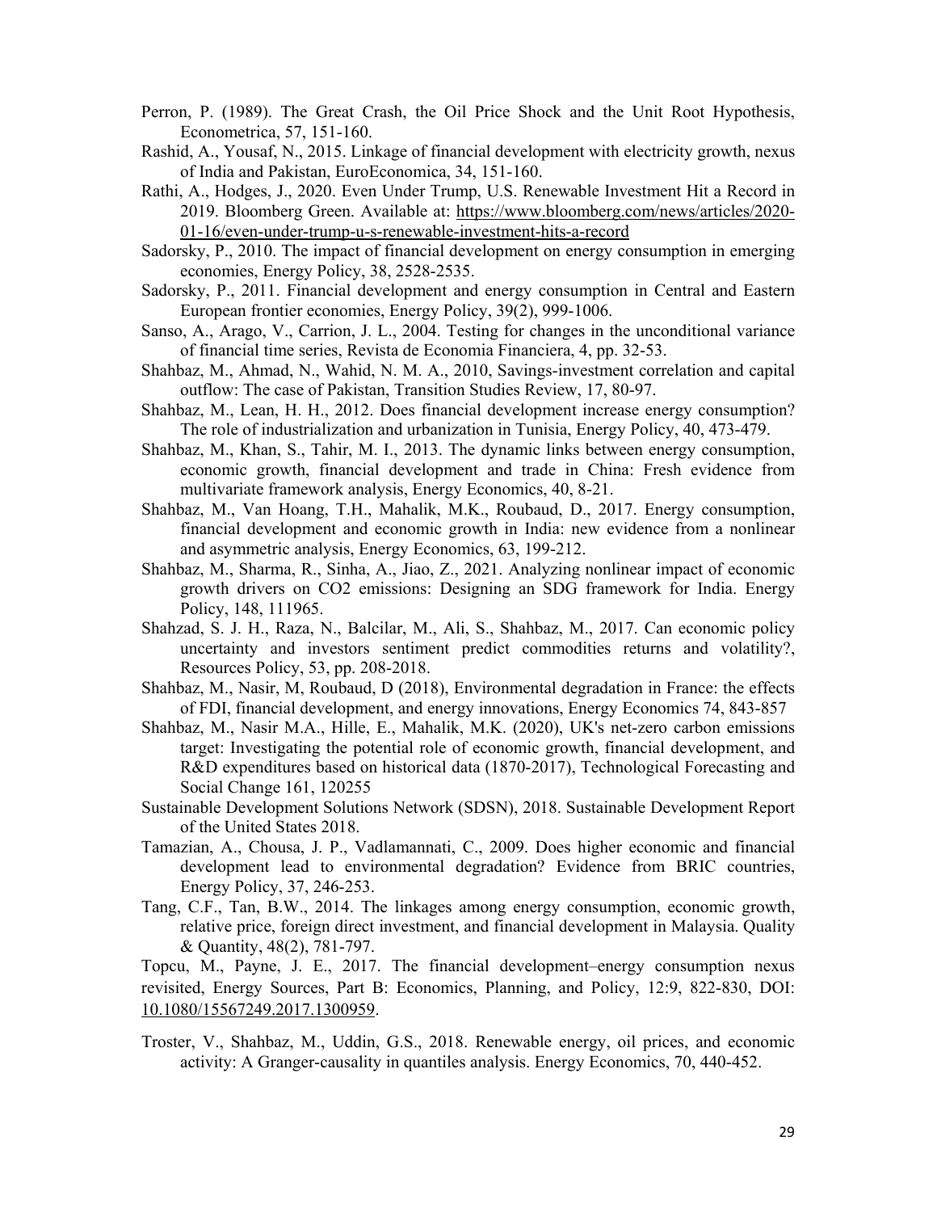Perron, P. (1989). The Great Crash, the Oil Price Shock and the Unit Root Hypothesis, Econometrica, 57, 151-160.

Rashid, A., Yousaf, N., 2015. Linkage of financial development with electricity growth, nexus of India and Pakistan, EuroEconomica, 34, 151-160.

Rathi, A., Hodges, J., 2020. Even Under Trump, U.S. Renewable Investment Hit a Record in 2019. Bloomberg Green. Available at: https://www.bloomberg.com/news/articles/2020-01-16/even-under-trump-u-s-renewable-investment-hits-a-record

Sadorsky, P., 2010. The impact of financial development on energy consumption in emerging economies, Energy Policy, 38, 2528-2535.

Sadorsky, P., 2011. Financial development and energy consumption in Central and Eastern European frontier economies, Energy Policy, 39(2), 999-1006.

Sanso, A., Arago, V., Carrion, J. L., 2004. Testing for changes in the unconditional variance of financial time series, Revista de Economia Financiera, 4, pp. 32-53.

Shahbaz, M., Ahmad, N., Wahid, N. M. A., 2010, Savings-investment correlation and capital outflow: The case of Pakistan, Transition Studies Review, 17, 80-97.

Shahbaz, M., Lean, H. H., 2012. Does financial development increase energy consumption? The role of industrialization and urbanization in Tunisia, Energy Policy, 40, 473-479.

Shahbaz, M., Khan, S., Tahir, M. I., 2013. The dynamic links between energy consumption, economic growth, financial development and trade in China: Fresh evidence from multivariate framework analysis, Energy Economics, 40, 8-21.

Shahbaz, M., Van Hoang, T.H., Mahalik, M.K., Roubaud, D., 2017. Energy consumption, financial development and economic growth in India: new evidence from a nonlinear and asymmetric analysis, Energy Economics, 63, 199-212.

Shahbaz, M., Sharma, R., Sinha, A., Jiao, Z., 2021. Analyzing nonlinear impact of economic growth drivers on CO2 emissions: Designing an SDG framework for India. Energy Policy, 148, 111965.

Shahzad, S. J. H., Raza, N., Balcilar, M., Ali, S., Shahbaz, M., 2017. Can economic policy uncertainty and investors sentiment predict commodities returns and volatility?, Resources Policy, 53, pp. 208-2018.

Shahbaz, M., Nasir, M, Roubaud, D (2018), Environmental degradation in France: the effects of FDI, financial development, and energy innovations, Energy Economics 74, 843-857

Shahbaz, M., Nasir M.A., Hille, E., Mahalik, M.K. (2020), UK's net-zero carbon emissions target: Investigating the potential role of economic growth, financial development, and R&D expenditures based on historical data (1870-2017), Technological Forecasting and Social Change 161, 120255

Sustainable Development Solutions Network (SDSN), 2018. Sustainable Development Report of the United States 2018.

Tamazian, A., Chousa, J. P., Vadlamannati, C., 2009. Does higher economic and financial development lead to environmental degradation? Evidence from BRIC countries, Energy Policy, 37, 246-253.

Tang, C.F., Tan, B.W., 2014. The linkages among energy consumption, economic growth, relative price, foreign direct investment, and financial development in Malaysia. Quality & Quantity, 48(2), 781-797.

Topcu, M., Payne, J. E., 2017. The financial development–energy consumption nexus revisited, Energy Sources, Part B: Economics, Planning, and Policy, 12:9, 822-830, DOI: 10.1080/15567249.2017.1300959.

Troster, V., Shahbaz, M., Uddin, G.S., 2018. Renewable energy, oil prices, and economic activity: A Granger-causality in quantiles analysis. Energy Economics, 70, 440-452.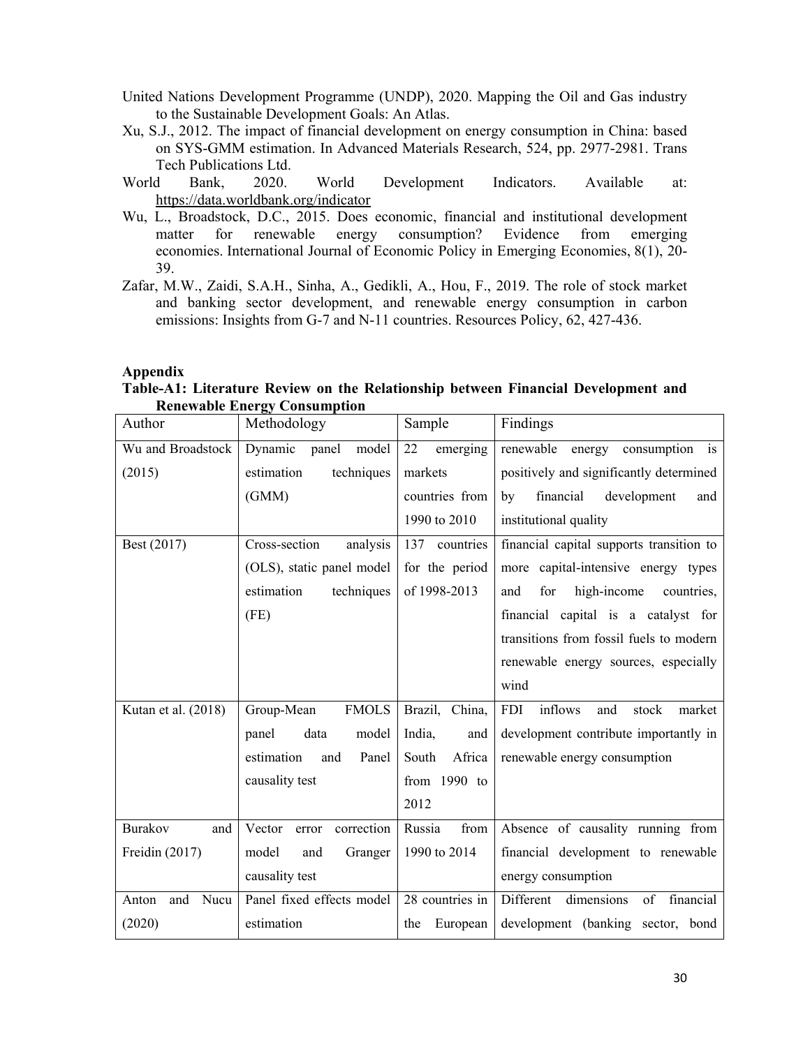United Nations Development Programme (UNDP), 2020. Mapping the Oil and Gas industry to the Sustainable Development Goals: An Atlas.

Xu, S.J., 2012. The impact of financial development on energy consumption in China: based on SYS-GMM estimation. In Advanced Materials Research, 524, pp. 2977-2981. Trans Tech Publications Ltd.

World Bank, 2020. World Development Indicators. Available at: https://data.worldbank.org/indicator

Wu, L., Broadstock, D.C., 2015. Does economic, financial and institutional development matter for renewable energy consumption? Evidence from emerging economies. International Journal of Economic Policy in Emerging Economies, 8(1), 20-39.

Zafar, M.W., Zaidi, S.A.H., Sinha, A., Gedikli, A., Hou, F., 2019. The role of stock market and banking sector development, and renewable energy consumption in carbon emissions: Insights from G-7 and N-11 countries. Resources Policy, 62, 427-436.

## Appendix

**Table-A1: Literature Review on the Relationship between Financial Development and Renewable Energy Consumption**

| Author | Methodology | Sample | Findings |
|---|---|---|---|
| Wu and Broadstock (2015) | Dynamic panel model estimation techniques (GMM) | 22 emerging markets countries from 1990 to 2010 | renewable energy consumption is positively and significantly determined by financial development and institutional quality |
| Best (2017) | Cross-section analysis (OLS), static panel model estimation techniques (FE) | 137 countries for the period of 1998-2013 | financial capital supports transition to more capital-intensive energy types and for high-income countries, financial capital is a catalyst for transitions from fossil fuels to modern renewable energy sources, especially wind |
| Kutan et al. (2018) | Group-Mean FMOLS panel data model estimation and Panel causality test | Brazil, China, India, and South Africa from 1990 to 2012 | FDI inflows and stock market development contribute importantly in renewable energy consumption |
| Burakov and Freidin (2017) | Vector error correction model and Granger causality test | Russia from 1990 to 2014 | Absence of causality running from financial development to renewable energy consumption |
| Anton and Nucu (2020) | Panel fixed effects model estimation | 28 countries in the European | Different dimensions of financial development (banking sector, bond |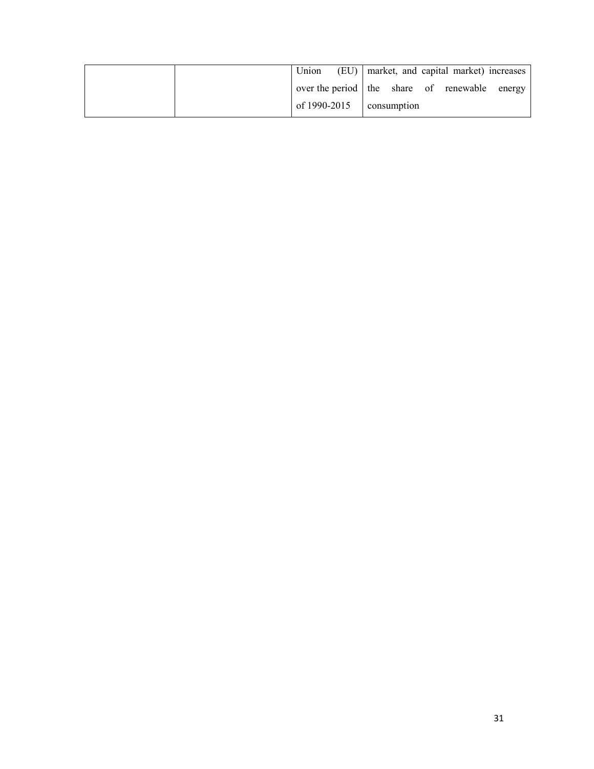| | | | |
|---|---|---|---|
| | | Union (EU) over the period of 1990-2015 | market, and capital market) increases the share of renewable energy consumption |